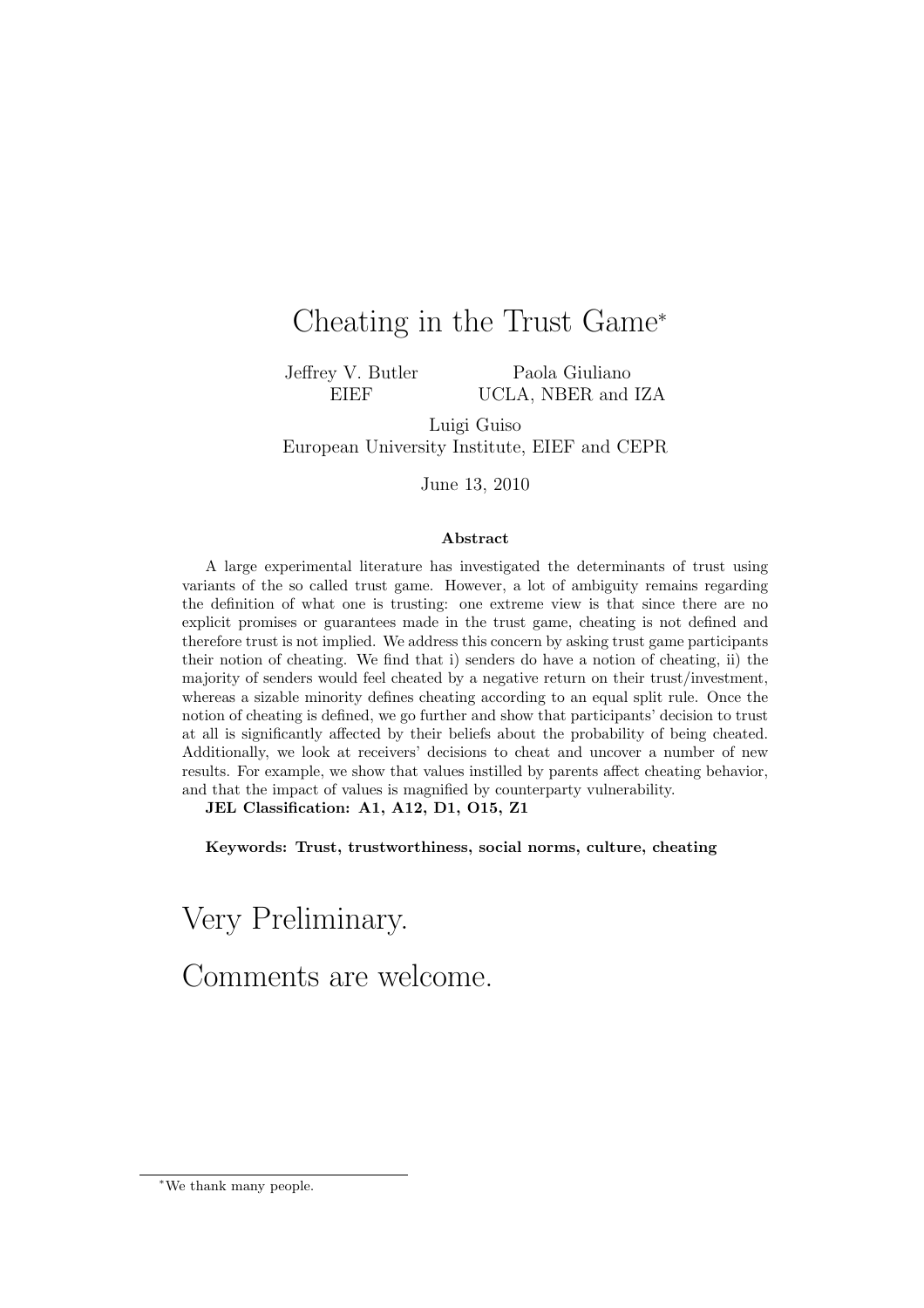# Cheating in the Trust Game*

Jeffrey V. Butler
EIEF

Paola Giuliano
UCLA, NBER and IZA

Luigi Guiso
European University Institute, EIEF and CEPR

June 13, 2010

### Abstract

A large experimental literature has investigated the determinants of trust using variants of the so called trust game. However, a lot of ambiguity remains regarding the definition of what one is trusting: one extreme view is that since there are no explicit promises or guarantees made in the trust game, cheating is not defined and therefore trust is not implied. We address this concern by asking trust game participants their notion of cheating. We find that i) senders do have a notion of cheating, ii) the majority of senders would feel cheated by a negative return on their trust/investment, whereas a sizable minority defines cheating according to an equal split rule. Once the notion of cheating is defined, we go further and show that participants' decision to trust at all is significantly affected by their beliefs about the probability of being cheated. Additionally, we look at receivers' decisions to cheat and uncover a number of new results. For example, we show that values instilled by parents affect cheating behavior, and that the impact of values is magnified by counterparty vulnerability.

**JEL Classification: A1, A12, D1, O15, Z1**

**Keywords: Trust, trustworthiness, social norms, culture, cheating**

# Very Preliminary.

# Comments are welcome.

*We thank many people.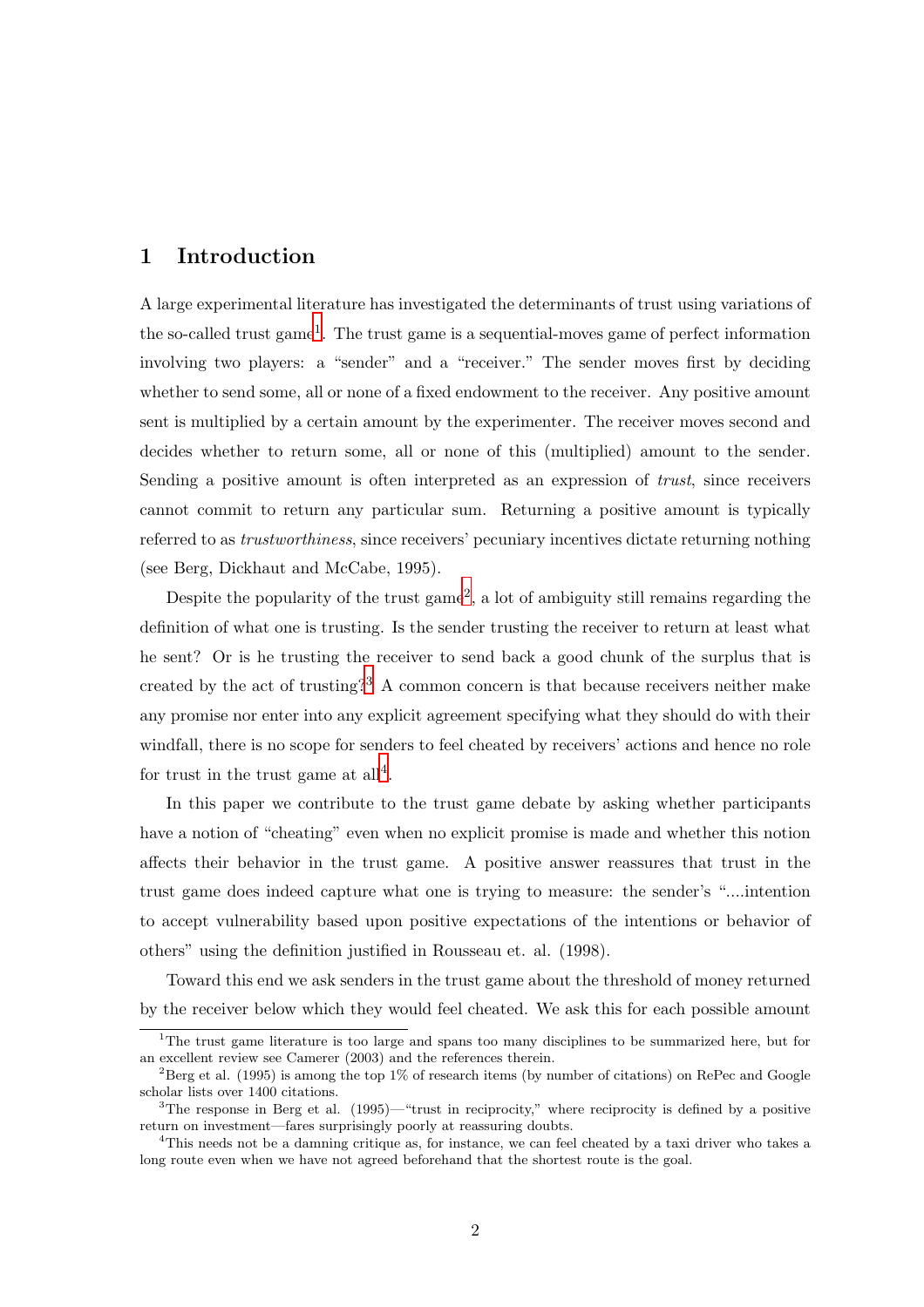# 1 Introduction

A large experimental literature has investigated the determinants of trust using variations of the so-called trust game[1]. The trust game is a sequential-moves game of perfect information involving two players: a "sender" and a "receiver." The sender moves first by deciding whether to send some, all or none of a fixed endowment to the receiver. Any positive amount sent is multiplied by a certain amount by the experimenter. The receiver moves second and decides whether to return some, all or none of this (multiplied) amount to the sender. Sending a positive amount is often interpreted as an expression of *trust*, since receivers cannot commit to return any particular sum. Returning a positive amount is typically referred to as *trustworthiness*, since receivers' pecuniary incentives dictate returning nothing (see Berg, Dickhaut and McCabe, 1995).

Despite the popularity of the trust game[2], a lot of ambiguity still remains regarding the definition of what one is trusting. Is the sender trusting the receiver to return at least what he sent? Or is he trusting the receiver to send back a good chunk of the surplus that is created by the act of trusting?[3] A common concern is that because receivers neither make any promise nor enter into any explicit agreement specifying what they should do with their windfall, there is no scope for senders to feel cheated by receivers' actions and hence no role for trust in the trust game at all[4].

In this paper we contribute to the trust game debate by asking whether participants have a notion of "cheating" even when no explicit promise is made and whether this notion affects their behavior in the trust game. A positive answer reassures that trust in the trust game does indeed capture what one is trying to measure: the sender's "....intention to accept vulnerability based upon positive expectations of the intentions or behavior of others" using the definition justified in Rousseau et. al. (1998).

Toward this end we ask senders in the trust game about the threshold of money returned by the receiver below which they would feel cheated. We ask this for each possible amount

[1] The trust game literature is too large and spans too many disciplines to be summarized here, but for an excellent review see Camerer (2003) and the references therein.

[2] Berg et al. (1995) is among the top 1% of research items (by number of citations) on RePec and Google scholar lists over 1400 citations.

[3] The response in Berg et al. (1995)—"trust in reciprocity," where reciprocity is defined by a positive return on investment—fares surprisingly poorly at reassuring doubts.

[4] This needs not be a damning critique as, for instance, we can feel cheated by a taxi driver who takes a long route even when we have not agreed beforehand that the shortest route is the goal.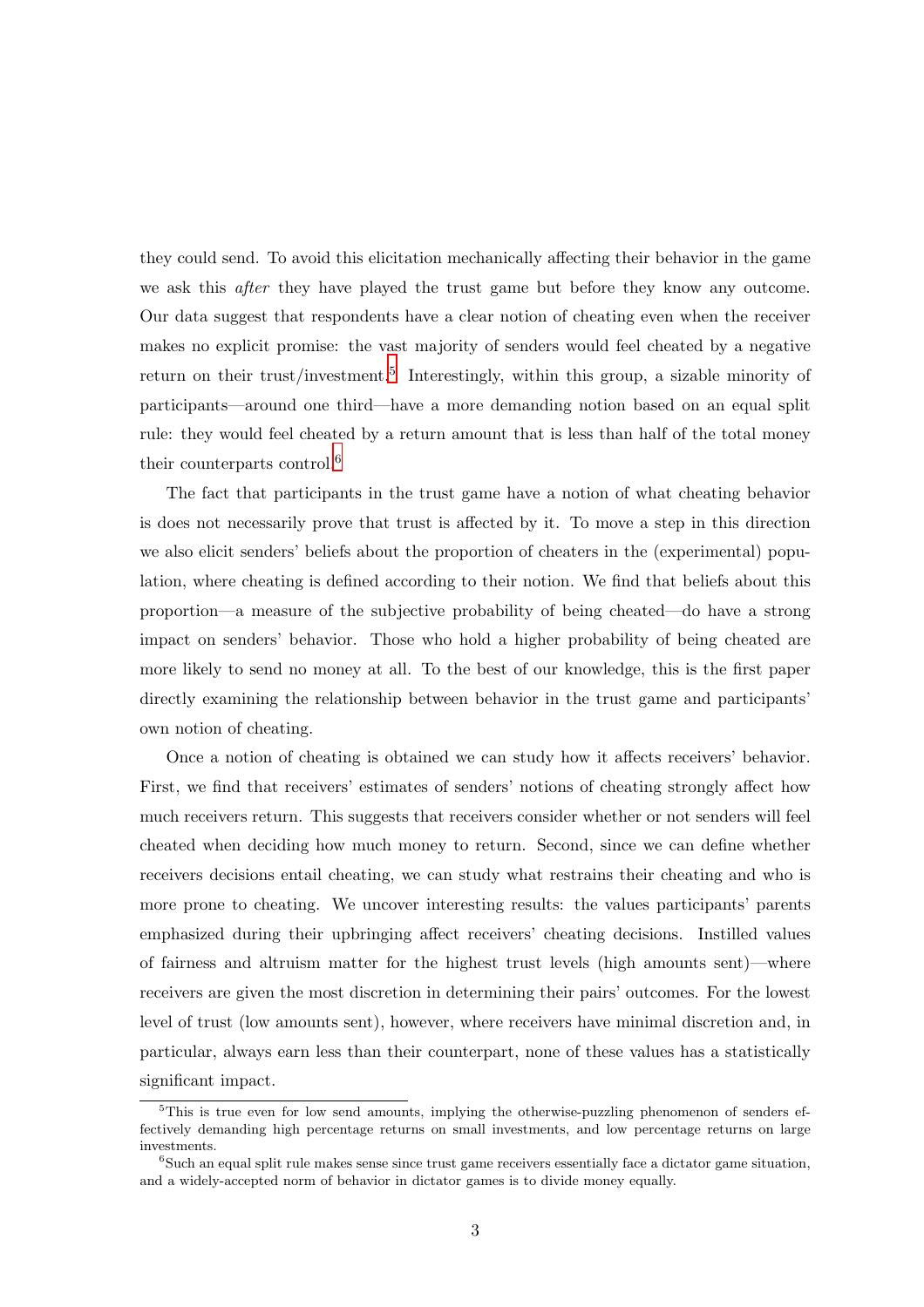they could send. To avoid this elicitation mechanically affecting their behavior in the game we ask this *after* they have played the trust game but before they know any outcome. Our data suggest that respondents have a clear notion of cheating even when the receiver makes no explicit promise: the vast majority of senders would feel cheated by a negative return on their trust/investment.[5] Interestingly, within this group, a sizable minority of participants—around one third—have a more demanding notion based on an equal split rule: they would feel cheated by a return amount that is less than half of the total money their counterparts control.[6]

The fact that participants in the trust game have a notion of what cheating behavior is does not necessarily prove that trust is affected by it. To move a step in this direction we also elicit senders' beliefs about the proportion of cheaters in the (experimental) population, where cheating is defined according to their notion. We find that beliefs about this proportion—a measure of the subjective probability of being cheated—do have a strong impact on senders' behavior. Those who hold a higher probability of being cheated are more likely to send no money at all. To the best of our knowledge, this is the first paper directly examining the relationship between behavior in the trust game and participants' own notion of cheating.

Once a notion of cheating is obtained we can study how it affects receivers' behavior. First, we find that receivers' estimates of senders' notions of cheating strongly affect how much receivers return. This suggests that receivers consider whether or not senders will feel cheated when deciding how much money to return. Second, since we can define whether receivers decisions entail cheating, we can study what restrains their cheating and who is more prone to cheating. We uncover interesting results: the values participants' parents emphasized during their upbringing affect receivers' cheating decisions. Instilled values of fairness and altruism matter for the highest trust levels (high amounts sent)—where receivers are given the most discretion in determining their pairs' outcomes. For the lowest level of trust (low amounts sent), however, where receivers have minimal discretion and, in particular, always earn less than their counterpart, none of these values has a statistically significant impact.

[5] This is true even for low send amounts, implying the otherwise-puzzling phenomenon of senders effectively demanding high percentage returns on small investments, and low percentage returns on large investments.

[6] Such an equal split rule makes sense since trust game receivers essentially face a dictator game situation, and a widely-accepted norm of behavior in dictator games is to divide money equally.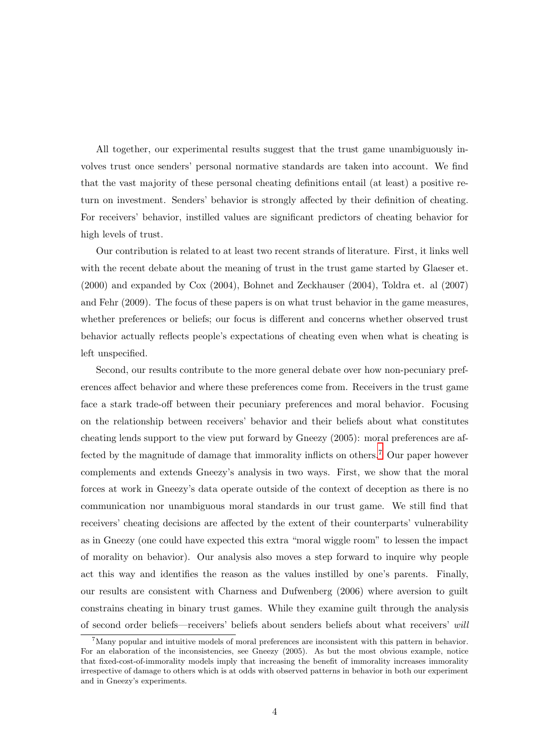All together, our experimental results suggest that the trust game unambiguously involves trust once senders' personal normative standards are taken into account. We find that the vast majority of these personal cheating definitions entail (at least) a positive return on investment. Senders' behavior is strongly affected by their definition of cheating. For receivers' behavior, instilled values are significant predictors of cheating behavior for high levels of trust.

Our contribution is related to at least two recent strands of literature. First, it links well with the recent debate about the meaning of trust in the trust game started by Glaeser et. (2000) and expanded by Cox (2004), Bohnet and Zeckhauser (2004), Toldra et. al (2007) and Fehr (2009). The focus of these papers is on what trust behavior in the game measures, whether preferences or beliefs; our focus is different and concerns whether observed trust behavior actually reflects people's expectations of cheating even when what is cheating is left unspecified.

Second, our results contribute to the more general debate over how non-pecuniary preferences affect behavior and where these preferences come from. Receivers in the trust game face a stark trade-off between their pecuniary preferences and moral behavior. Focusing on the relationship between receivers' behavior and their beliefs about what constitutes cheating lends support to the view put forward by Gneezy (2005): moral preferences are affected by the magnitude of damage that immorality inflicts on others.[7] Our paper however complements and extends Gneezy's analysis in two ways. First, we show that the moral forces at work in Gneezy's data operate outside of the context of deception as there is no communication nor unambiguous moral standards in our trust game. We still find that receivers' cheating decisions are affected by the extent of their counterparts' vulnerability as in Gneezy (one could have expected this extra "moral wiggle room" to lessen the impact of morality on behavior). Our analysis also moves a step forward to inquire why people act this way and identifies the reason as the values instilled by one's parents. Finally, our results are consistent with Charness and Dufwenberg (2006) where aversion to guilt constrains cheating in binary trust games. While they examine guilt through the analysis of second order beliefs—receivers' beliefs about senders beliefs about what receivers' *will*

[7] Many popular and intuitive models of moral preferences are inconsistent with this pattern in behavior. For an elaboration of the inconsistencies, see Gneezy (2005). As but the most obvious example, notice that fixed-cost-of-immorality models imply that increasing the benefit of immorality increases immorality irrespective of damage to others which is at odds with observed patterns in behavior in both our experiment and in Gneezy's experiments.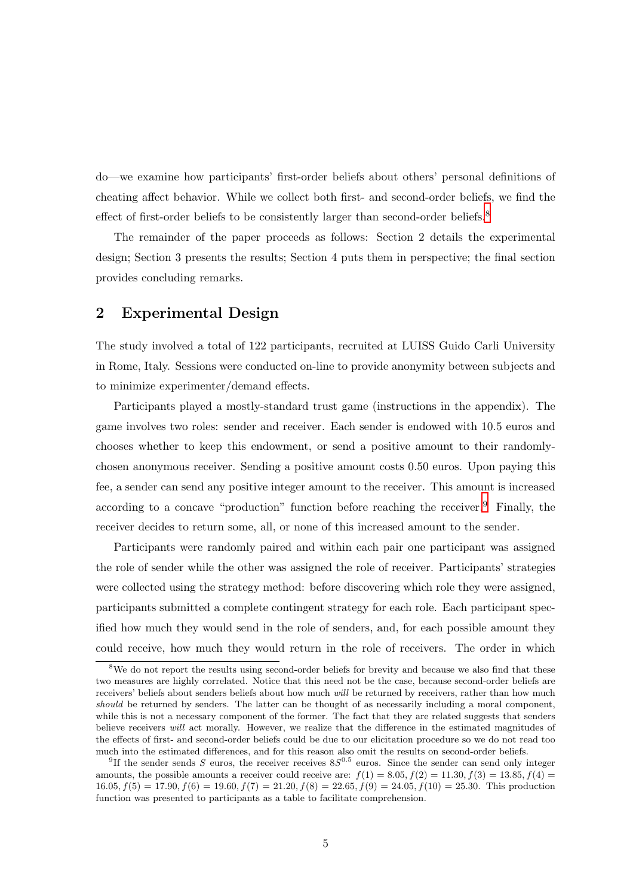do—we examine how participants' first-order beliefs about others' personal definitions of cheating affect behavior. While we collect both first- and second-order beliefs, we find the effect of first-order beliefs to be consistently larger than second-order beliefs.[8]

The remainder of the paper proceeds as follows: Section 2 details the experimental design; Section 3 presents the results; Section 4 puts them in perspective; the final section provides concluding remarks.

## 2 Experimental Design

The study involved a total of 122 participants, recruited at LUISS Guido Carli University in Rome, Italy. Sessions were conducted on-line to provide anonymity between subjects and to minimize experimenter/demand effects.

Participants played a mostly-standard trust game (instructions in the appendix). The game involves two roles: sender and receiver. Each sender is endowed with 10.5 euros and chooses whether to keep this endowment, or send a positive amount to their randomly-chosen anonymous receiver. Sending a positive amount costs 0.50 euros. Upon paying this fee, a sender can send any positive integer amount to the receiver. This amount is increased according to a concave "production" function before reaching the receiver.[9] Finally, the receiver decides to return some, all, or none of this increased amount to the sender.

Participants were randomly paired and within each pair one participant was assigned the role of sender while the other was assigned the role of receiver. Participants' strategies were collected using the strategy method: before discovering which role they were assigned, participants submitted a complete contingent strategy for each role. Each participant specified how much they would send in the role of senders, and, for each possible amount they could receive, how much they would return in the role of receivers. The order in which

[8] We do not report the results using second-order beliefs for brevity and because we also find that these two measures are highly correlated. Notice that this need not be the case, because second-order beliefs are receivers' beliefs about senders beliefs about how much *will* be returned by receivers, rather than how much *should* be returned by senders. The latter can be thought of as necessarily including a moral component, while this is not a necessary component of the former. The fact that they are related suggests that senders believe receivers *will* act morally. However, we realize that the difference in the estimated magnitudes of the effects of first- and second-order beliefs could be due to our elicitation procedure so we do not read too much into the estimated differences, and for this reason also omit the results on second-order beliefs.

[9] If the sender sends $S$ euros, the receiver receives $8S^{0.5}$ euros. Since the sender can send only integer amounts, the possible amounts a receiver could receive are: $f(1) = 8.05, f(2) = 11.30, f(3) = 13.85, f(4) = 16.05, f(5) = 17.90, f(6) = 19.60, f(7) = 21.20, f(8) = 22.65, f(9) = 24.05, f(10) = 25.30$. This production function was presented to participants as a table to facilitate comprehension.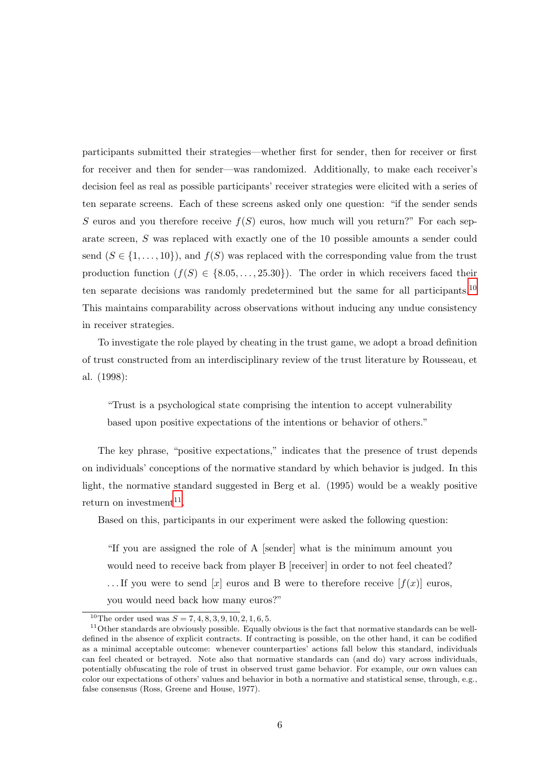participants submitted their strategies—whether first for sender, then for receiver or first for receiver and then for sender—was randomized. Additionally, to make each receiver's decision feel as real as possible participants' receiver strategies were elicited with a series of ten separate screens. Each of these screens asked only one question: "if the sender sends $S$ euros and you therefore receive $f(S)$ euros, how much will you return?" For each separate screen, $S$ was replaced with exactly one of the 10 possible amounts a sender could send ($S \in \{1, \ldots, 10\}$), and $f(S)$ was replaced with the corresponding value from the trust production function ($f(S) \in \{8.05, \ldots, 25.30\}$). The order in which receivers faced their ten separate decisions was randomly predetermined but the same for all participants.[10] This maintains comparability across observations without inducing any undue consistency in receiver strategies.

To investigate the role played by cheating in the trust game, we adopt a broad definition of trust constructed from an interdisciplinary review of the trust literature by Rousseau, et al. (1998):

> "Trust is a psychological state comprising the intention to accept vulnerability based upon positive expectations of the intentions or behavior of others."

The key phrase, "positive expectations," indicates that the presence of trust depends on individuals' conceptions of the normative standard by which behavior is judged. In this light, the normative standard suggested in Berg et al. (1995) would be a weakly positive return on investment[11].

Based on this, participants in our experiment were asked the following question:

> "If you are assigned the role of A [sender] what is the minimum amount you would need to receive back from player B [receiver] in order to not feel cheated? ...If you were to send [$x$] euros and B were to therefore receive [$f(x)$] euros, you would need back how many euros?"

---

[10] The order used was $S = 7, 4, 8, 3, 9, 10, 2, 1, 6, 5$.

[11] Other standards are obviously possible. Equally obvious is the fact that normative standards can be well-defined in the absence of explicit contracts. If contracting is possible, on the other hand, it can be codified as a minimal acceptable outcome: whenever counterparties' actions fall below this standard, individuals can feel cheated or betrayed. Note also that normative standards can (and do) vary across individuals, potentially obfuscating the role of trust in observed trust game behavior. For example, our own values can color our expectations of others' values and behavior in both a normative and statistical sense, through, e.g., false consensus (Ross, Greene and House, 1977).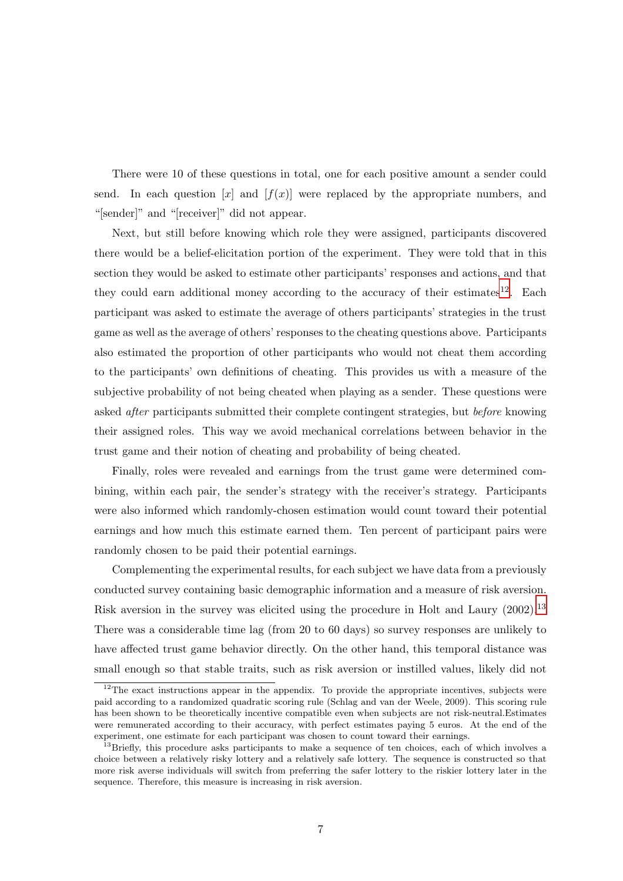There were 10 of these questions in total, one for each positive amount a sender could send. In each question $[x]$ and $[f(x)]$ were replaced by the appropriate numbers, and "[sender]" and "[receiver]" did not appear.

Next, but still before knowing which role they were assigned, participants discovered there would be a belief-elicitation portion of the experiment. They were told that in this section they would be asked to estimate other participants' responses and actions, and that they could earn additional money according to the accuracy of their estimates[12]. Each participant was asked to estimate the average of others participants' strategies in the trust game as well as the average of others' responses to the cheating questions above. Participants also estimated the proportion of other participants who would not cheat them according to the participants' own definitions of cheating. This provides us with a measure of the subjective probability of not being cheated when playing as a sender. These questions were asked *after* participants submitted their complete contingent strategies, but *before* knowing their assigned roles. This way we avoid mechanical correlations between behavior in the trust game and their notion of cheating and probability of being cheated.

Finally, roles were revealed and earnings from the trust game were determined combining, within each pair, the sender's strategy with the receiver's strategy. Participants were also informed which randomly-chosen estimation would count toward their potential earnings and how much this estimate earned them. Ten percent of participant pairs were randomly chosen to be paid their potential earnings.

Complementing the experimental results, for each subject we have data from a previously conducted survey containing basic demographic information and a measure of risk aversion. Risk aversion in the survey was elicited using the procedure in Holt and Laury (2002).[13] There was a considerable time lag (from 20 to 60 days) so survey responses are unlikely to have affected trust game behavior directly. On the other hand, this temporal distance was small enough so that stable traits, such as risk aversion or instilled values, likely did not

---

[12] The exact instructions appear in the appendix. To provide the appropriate incentives, subjects were paid according to a randomized quadratic scoring rule (Schlag and van der Weele, 2009). This scoring rule has been shown to be theoretically incentive compatible even when subjects are not risk-neutral.Estimates were remunerated according to their accuracy, with perfect estimates paying 5 euros. At the end of the experiment, one estimate for each participant was chosen to count toward their earnings.

[13] Briefly, this procedure asks participants to make a sequence of ten choices, each of which involves a choice between a relatively risky lottery and a relatively safe lottery. The sequence is constructed so that more risk averse individuals will switch from preferring the safer lottery to the riskier lottery later in the sequence. Therefore, this measure is increasing in risk aversion.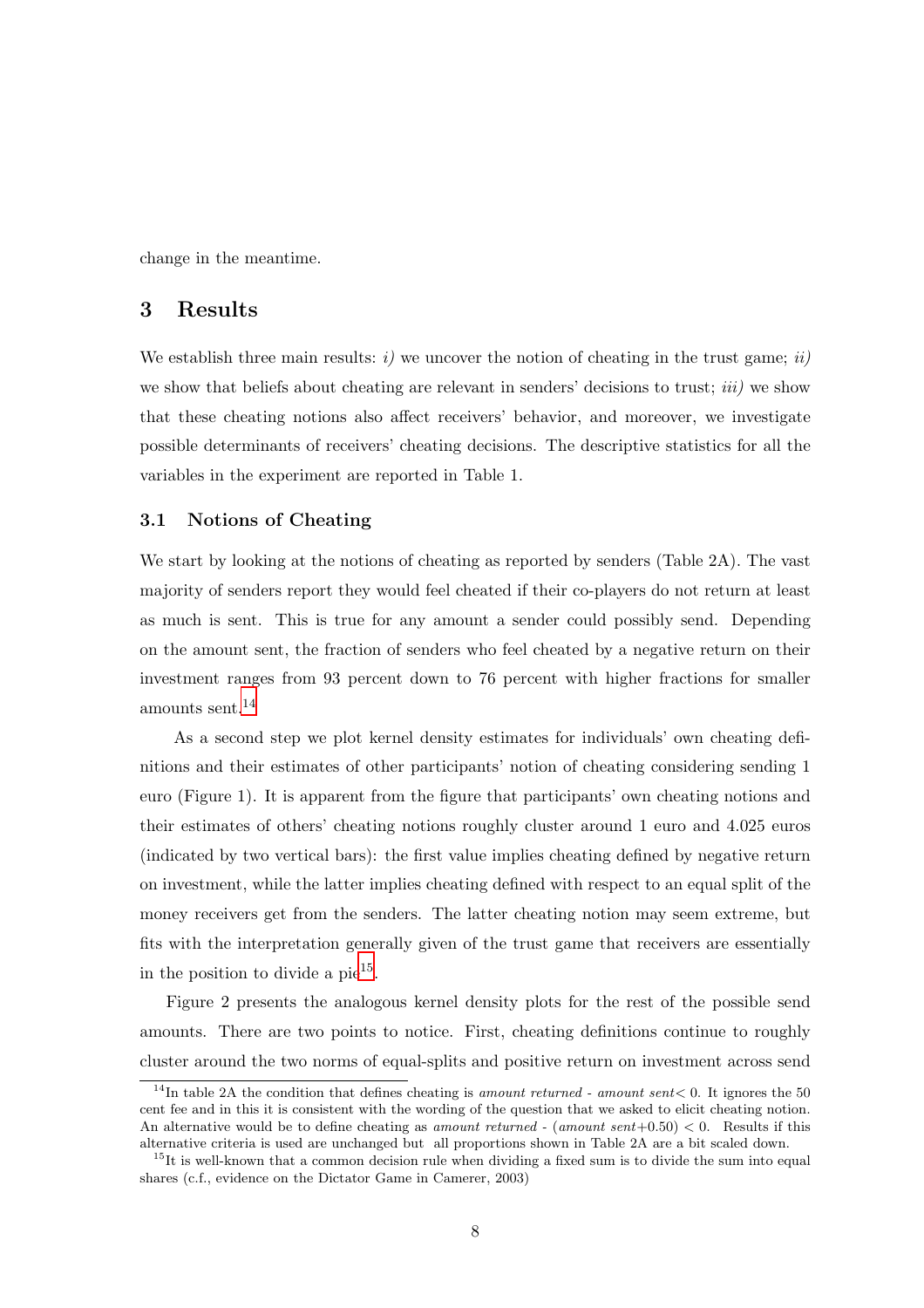change in the meantime.

## 3 Results

We establish three main results: *i)* we uncover the notion of cheating in the trust game; *ii)* we show that beliefs about cheating are relevant in senders' decisions to trust; *iii)* we show that these cheating notions also affect receivers' behavior, and moreover, we investigate possible determinants of receivers' cheating decisions. The descriptive statistics for all the variables in the experiment are reported in Table 1.

### 3.1 Notions of Cheating

We start by looking at the notions of cheating as reported by senders (Table 2A). The vast majority of senders report they would feel cheated if their co-players do not return at least as much is sent. This is true for any amount a sender could possibly send. Depending on the amount sent, the fraction of senders who feel cheated by a negative return on their investment ranges from 93 percent down to 76 percent with higher fractions for smaller amounts sent.[14]

As a second step we plot kernel density estimates for individuals' own cheating definitions and their estimates of other participants' notion of cheating considering sending 1 euro (Figure 1). It is apparent from the figure that participants' own cheating notions and their estimates of others' cheating notions roughly cluster around 1 euro and 4.025 euros (indicated by two vertical bars): the first value implies cheating defined by negative return on investment, while the latter implies cheating defined with respect to an equal split of the money receivers get from the senders. The latter cheating notion may seem extreme, but fits with the interpretation generally given of the trust game that receivers are essentially in the position to divide a pie[15].

Figure 2 presents the analogous kernel density plots for the rest of the possible send amounts. There are two points to notice. First, cheating definitions continue to roughly cluster around the two norms of equal-splits and positive return on investment across send

[14] In table 2A the condition that defines cheating is *amount returned - amount sent* $< 0$. It ignores the 50 cent fee and in this it is consistent with the wording of the question that we asked to elicit cheating notion. An alternative would be to define cheating as *amount returned* - (*amount sent*$+0.50$) $< 0$. Results if this alternative criteria is used are unchanged but all proportions shown in Table 2A are a bit scaled down.

[15] It is well-known that a common decision rule when dividing a fixed sum is to divide the sum into equal shares (c.f., evidence on the Dictator Game in Camerer, 2003)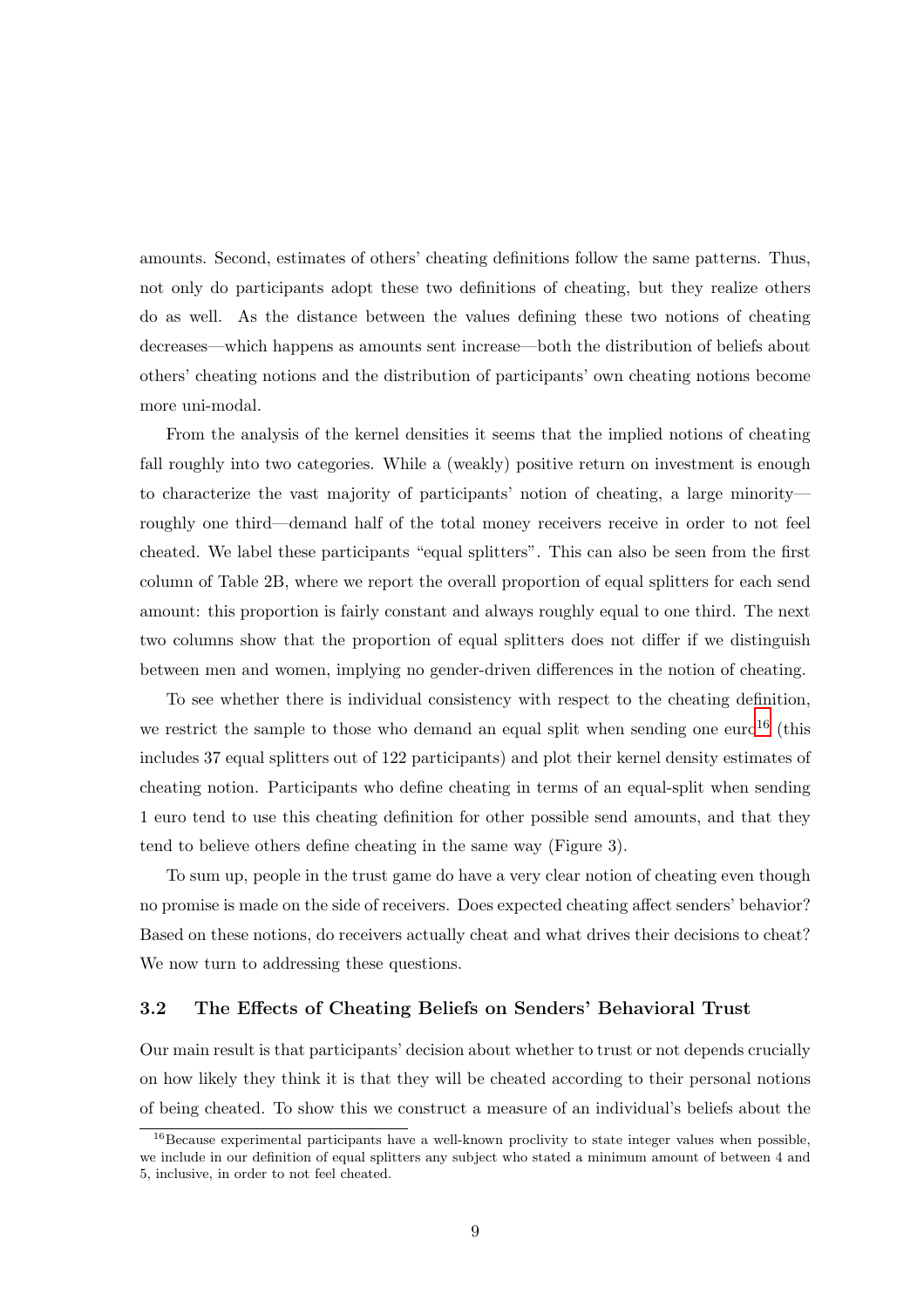amounts. Second, estimates of others' cheating definitions follow the same patterns. Thus, not only do participants adopt these two definitions of cheating, but they realize others do as well. As the distance between the values defining these two notions of cheating decreases—which happens as amounts sent increase—both the distribution of beliefs about others' cheating notions and the distribution of participants' own cheating notions become more uni-modal.

From the analysis of the kernel densities it seems that the implied notions of cheating fall roughly into two categories. While a (weakly) positive return on investment is enough to characterize the vast majority of participants' notion of cheating, a large minority—roughly one third—demand half of the total money receivers receive in order to not feel cheated. We label these participants "equal splitters". This can also be seen from the first column of Table 2B, where we report the overall proportion of equal splitters for each send amount: this proportion is fairly constant and always roughly equal to one third. The next two columns show that the proportion of equal splitters does not differ if we distinguish between men and women, implying no gender-driven differences in the notion of cheating.

To see whether there is individual consistency with respect to the cheating definition, we restrict the sample to those who demand an equal split when sending one euro[16] (this includes 37 equal splitters out of 122 participants) and plot their kernel density estimates of cheating notion. Participants who define cheating in terms of an equal-split when sending 1 euro tend to use this cheating definition for other possible send amounts, and that they tend to believe others define cheating in the same way (Figure 3).

To sum up, people in the trust game do have a very clear notion of cheating even though no promise is made on the side of receivers. Does expected cheating affect senders' behavior? Based on these notions, do receivers actually cheat and what drives their decisions to cheat? We now turn to addressing these questions.

### 3.2 The Effects of Cheating Beliefs on Senders' Behavioral Trust

Our main result is that participants' decision about whether to trust or not depends crucially on how likely they think it is that they will be cheated according to their personal notions of being cheated. To show this we construct a measure of an individual's beliefs about the

[16] Because experimental participants have a well-known proclivity to state integer values when possible, we include in our definition of equal splitters any subject who stated a minimum amount of between 4 and 5, inclusive, in order to not feel cheated.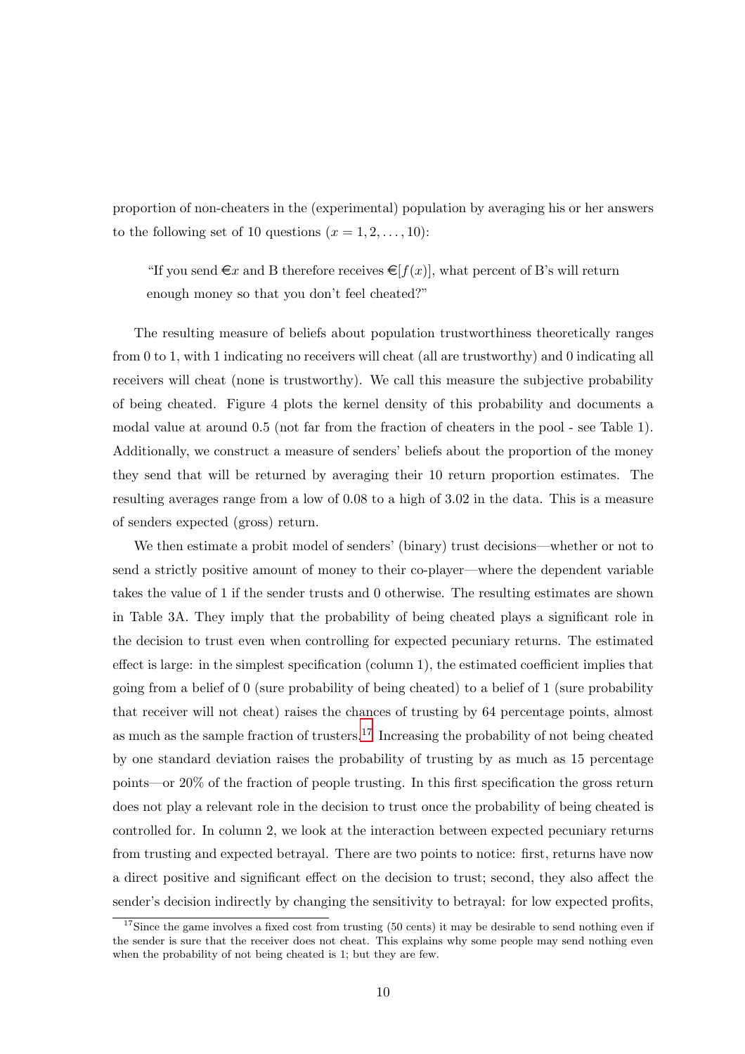proportion of non-cheaters in the (experimental) population by averaging his or her answers to the following set of 10 questions ($x = 1, 2, \ldots, 10$):

> "If you send €$x$ and B therefore receives €$[f(x)]$, what percent of B's will return enough money so that you don't feel cheated?"

The resulting measure of beliefs about population trustworthiness theoretically ranges from 0 to 1, with 1 indicating no receivers will cheat (all are trustworthy) and 0 indicating all receivers will cheat (none is trustworthy). We call this measure the subjective probability of being cheated. Figure 4 plots the kernel density of this probability and documents a modal value at around 0.5 (not far from the fraction of cheaters in the pool - see Table 1). Additionally, we construct a measure of senders' beliefs about the proportion of the money they send that will be returned by averaging their 10 return proportion estimates. The resulting averages range from a low of 0.08 to a high of 3.02 in the data. This is a measure of senders expected (gross) return.

We then estimate a probit model of senders' (binary) trust decisions—whether or not to send a strictly positive amount of money to their co-player—where the dependent variable takes the value of 1 if the sender trusts and 0 otherwise. The resulting estimates are shown in Table 3A. They imply that the probability of being cheated plays a significant role in the decision to trust even when controlling for expected pecuniary returns. The estimated effect is large: in the simplest specification (column 1), the estimated coefficient implies that going from a belief of 0 (sure probability of being cheated) to a belief of 1 (sure probability that receiver will not cheat) raises the chances of trusting by 64 percentage points, almost as much as the sample fraction of trusters.[17] Increasing the probability of not being cheated by one standard deviation raises the probability of trusting by as much as 15 percentage points—or 20% of the fraction of people trusting. In this first specification the gross return does not play a relevant role in the decision to trust once the probability of being cheated is controlled for. In column 2, we look at the interaction between expected pecuniary returns from trusting and expected betrayal. There are two points to notice: first, returns have now a direct positive and significant effect on the decision to trust; second, they also affect the sender's decision indirectly by changing the sensitivity to betrayal: for low expected profits,

[17] Since the game involves a fixed cost from trusting (50 cents) it may be desirable to send nothing even if the sender is sure that the receiver does not cheat. This explains why some people may send nothing even when the probability of not being cheated is 1; but they are few.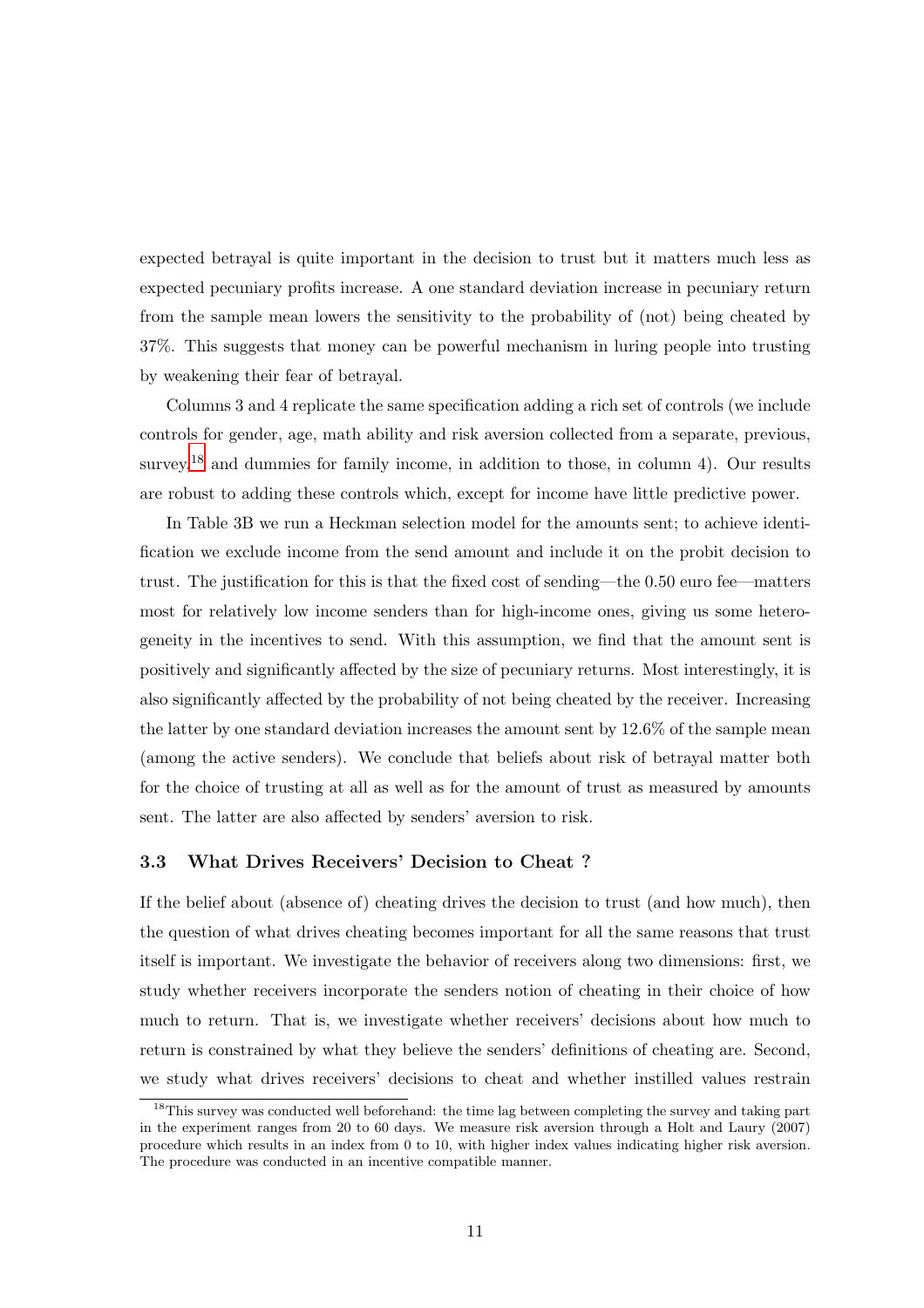expected betrayal is quite important in the decision to trust but it matters much less as expected pecuniary profits increase. A one standard deviation increase in pecuniary return from the sample mean lowers the sensitivity to the probability of (not) being cheated by 37%. This suggests that money can be powerful mechanism in luring people into trusting by weakening their fear of betrayal.

Columns 3 and 4 replicate the same specification adding a rich set of controls (we include controls for gender, age, math ability and risk aversion collected from a separate, previous, survey,[18] and dummies for family income, in addition to those, in column 4). Our results are robust to adding these controls which, except for income have little predictive power.

In Table 3B we run a Heckman selection model for the amounts sent; to achieve identification we exclude income from the send amount and include it on the probit decision to trust. The justification for this is that the fixed cost of sending—the 0.50 euro fee—matters most for relatively low income senders than for high-income ones, giving us some heterogeneity in the incentives to send. With this assumption, we find that the amount sent is positively and significantly affected by the size of pecuniary returns. Most interestingly, it is also significantly affected by the probability of not being cheated by the receiver. Increasing the latter by one standard deviation increases the amount sent by 12.6% of the sample mean (among the active senders). We conclude that beliefs about risk of betrayal matter both for the choice of trusting at all as well as for the amount of trust as measured by amounts sent. The latter are also affected by senders' aversion to risk.

### 3.3 What Drives Receivers' Decision to Cheat ?

If the belief about (absence of) cheating drives the decision to trust (and how much), then the question of what drives cheating becomes important for all the same reasons that trust itself is important. We investigate the behavior of receivers along two dimensions: first, we study whether receivers incorporate the senders notion of cheating in their choice of how much to return. That is, we investigate whether receivers' decisions about how much to return is constrained by what they believe the senders' definitions of cheating are. Second, we study what drives receivers' decisions to cheat and whether instilled values restrain

[18] This survey was conducted well beforehand: the time lag between completing the survey and taking part in the experiment ranges from 20 to 60 days. We measure risk aversion through a Holt and Laury (2007) procedure which results in an index from 0 to 10, with higher index values indicating higher risk aversion. The procedure was conducted in an incentive compatible manner.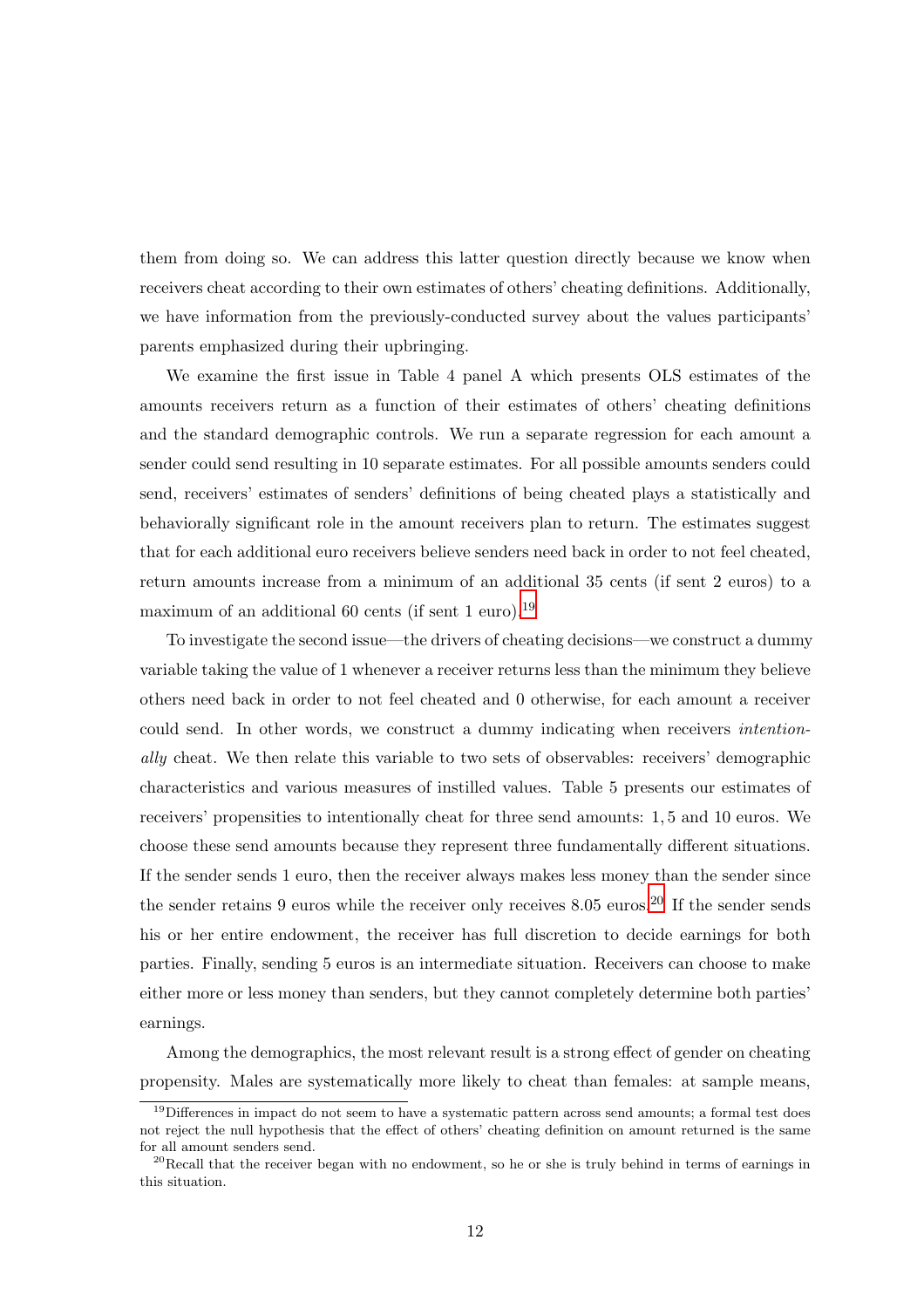them from doing so. We can address this latter question directly because we know when receivers cheat according to their own estimates of others' cheating definitions. Additionally, we have information from the previously-conducted survey about the values participants' parents emphasized during their upbringing.

We examine the first issue in Table 4 panel A which presents OLS estimates of the amounts receivers return as a function of their estimates of others' cheating definitions and the standard demographic controls. We run a separate regression for each amount a sender could send resulting in 10 separate estimates. For all possible amounts senders could send, receivers' estimates of senders' definitions of being cheated plays a statistically and behaviorally significant role in the amount receivers plan to return. The estimates suggest that for each additional euro receivers believe senders need back in order to not feel cheated, return amounts increase from a minimum of an additional 35 cents (if sent 2 euros) to a maximum of an additional 60 cents (if sent 1 euro).[19]

To investigate the second issue—the drivers of cheating decisions—we construct a dummy variable taking the value of 1 whenever a receiver returns less than the minimum they believe others need back in order to not feel cheated and 0 otherwise, for each amount a receiver could send. In other words, we construct a dummy indicating when receivers *intentionally* cheat. We then relate this variable to two sets of observables: receivers' demographic characteristics and various measures of instilled values. Table 5 presents our estimates of receivers' propensities to intentionally cheat for three send amounts: 1, 5 and 10 euros. We choose these send amounts because they represent three fundamentally different situations. If the sender sends 1 euro, then the receiver always makes less money than the sender since the sender retains 9 euros while the receiver only receives 8.05 euros.[20] If the sender sends his or her entire endowment, the receiver has full discretion to decide earnings for both parties. Finally, sending 5 euros is an intermediate situation. Receivers can choose to make either more or less money than senders, but they cannot completely determine both parties' earnings.

Among the demographics, the most relevant result is a strong effect of gender on cheating propensity. Males are systematically more likely to cheat than females: at sample means,

[19] Differences in impact do not seem to have a systematic pattern across send amounts; a formal test does not reject the null hypothesis that the effect of others' cheating definition on amount returned is the same for all amount senders send.

[20] Recall that the receiver began with no endowment, so he or she is truly behind in terms of earnings in this situation.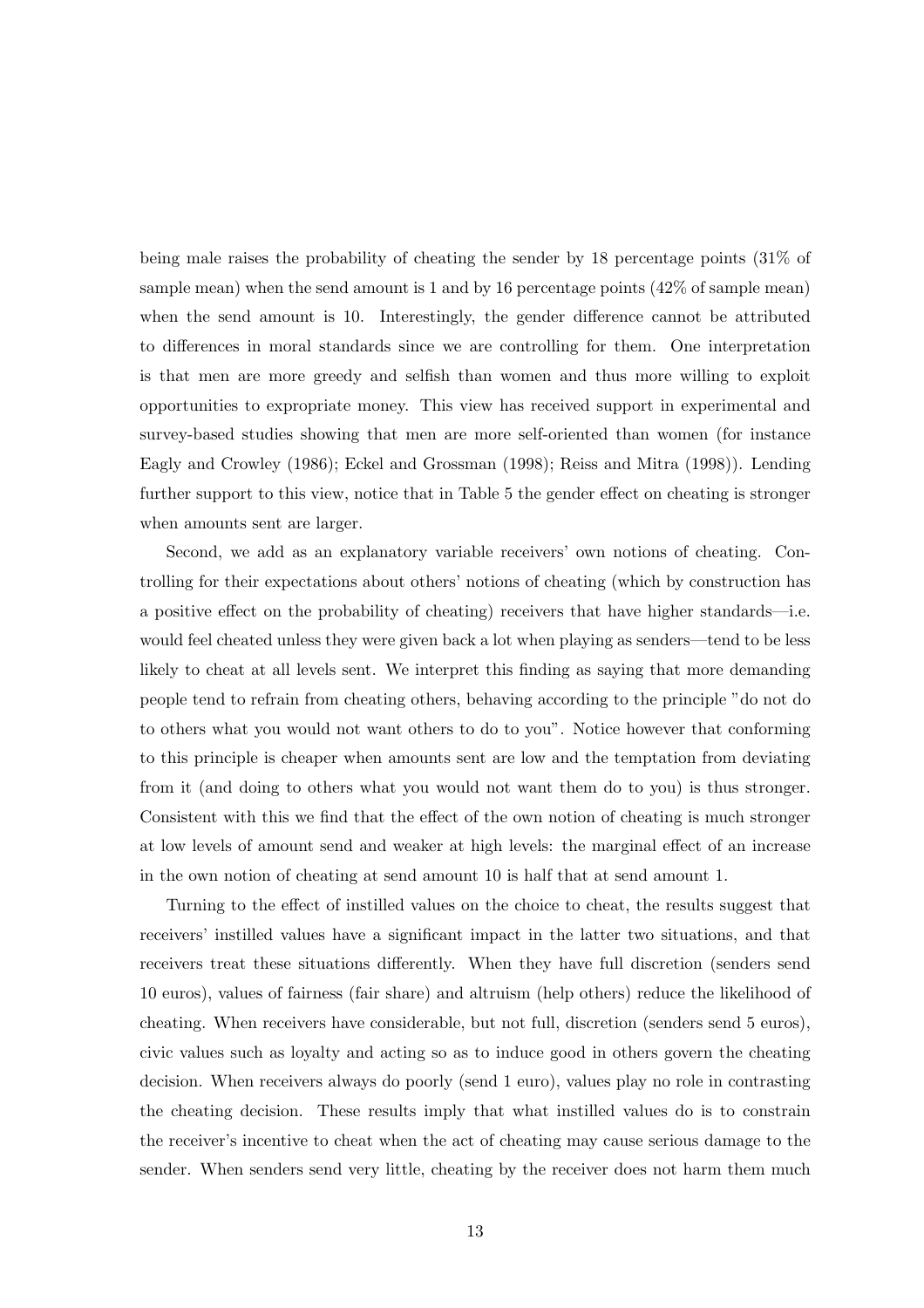being male raises the probability of cheating the sender by 18 percentage points (31% of sample mean) when the send amount is 1 and by 16 percentage points (42% of sample mean) when the send amount is 10. Interestingly, the gender difference cannot be attributed to differences in moral standards since we are controlling for them. One interpretation is that men are more greedy and selfish than women and thus more willing to exploit opportunities to expropriate money. This view has received support in experimental and survey-based studies showing that men are more self-oriented than women (for instance Eagly and Crowley (1986); Eckel and Grossman (1998); Reiss and Mitra (1998)). Lending further support to this view, notice that in Table 5 the gender effect on cheating is stronger when amounts sent are larger.

Second, we add as an explanatory variable receivers' own notions of cheating. Controlling for their expectations about others' notions of cheating (which by construction has a positive effect on the probability of cheating) receivers that have higher standards—i.e. would feel cheated unless they were given back a lot when playing as senders—tend to be less likely to cheat at all levels sent. We interpret this finding as saying that more demanding people tend to refrain from cheating others, behaving according to the principle "do not do to others what you would not want others to do to you". Notice however that conforming to this principle is cheaper when amounts sent are low and the temptation from deviating from it (and doing to others what you would not want them do to you) is thus stronger. Consistent with this we find that the effect of the own notion of cheating is much stronger at low levels of amount send and weaker at high levels: the marginal effect of an increase in the own notion of cheating at send amount 10 is half that at send amount 1.

Turning to the effect of instilled values on the choice to cheat, the results suggest that receivers' instilled values have a significant impact in the latter two situations, and that receivers treat these situations differently. When they have full discretion (senders send 10 euros), values of fairness (fair share) and altruism (help others) reduce the likelihood of cheating. When receivers have considerable, but not full, discretion (senders send 5 euros), civic values such as loyalty and acting so as to induce good in others govern the cheating decision. When receivers always do poorly (send 1 euro), values play no role in contrasting the cheating decision. These results imply that what instilled values do is to constrain the receiver's incentive to cheat when the act of cheating may cause serious damage to the sender. When senders send very little, cheating by the receiver does not harm them much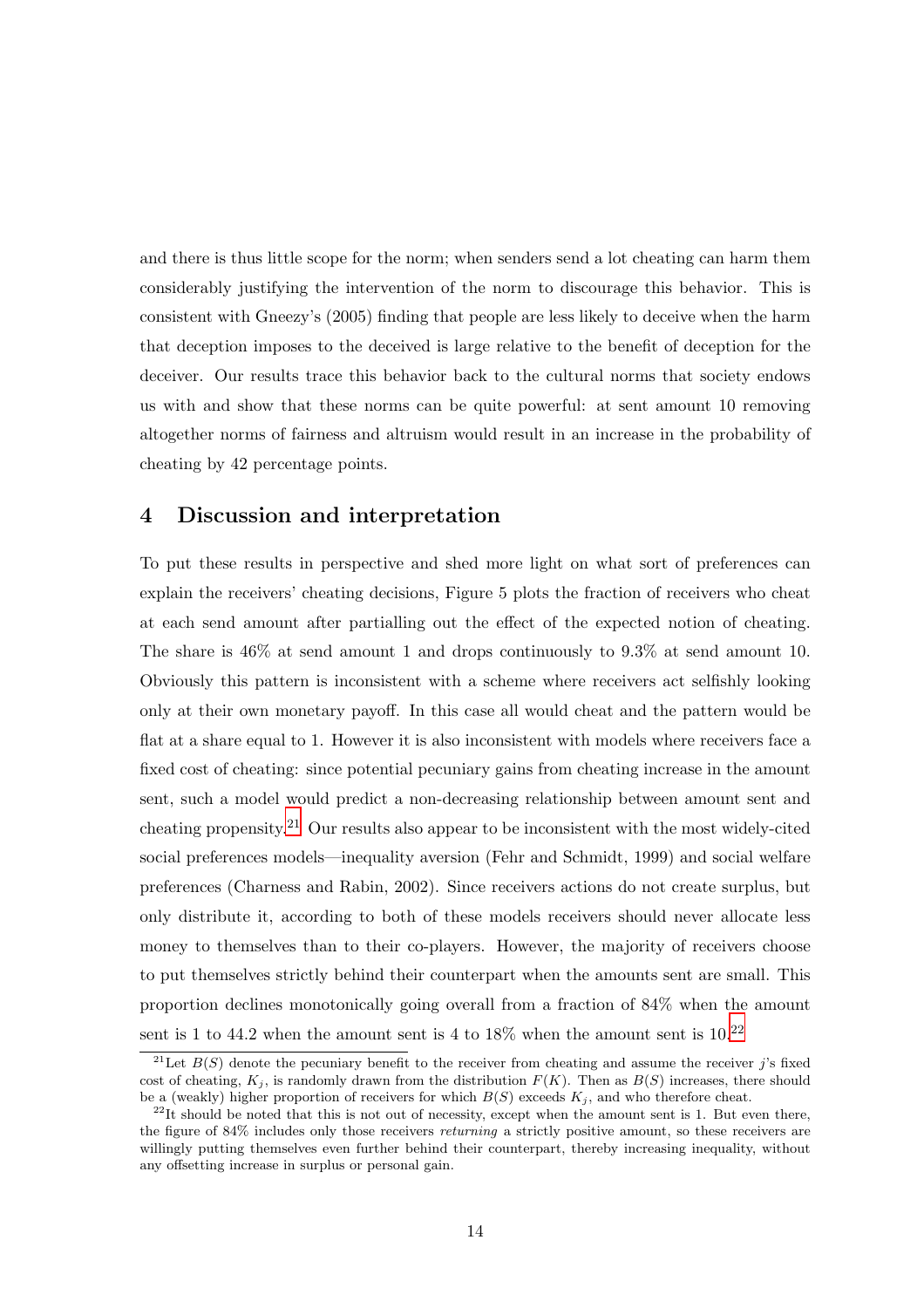and there is thus little scope for the norm; when senders send a lot cheating can harm them considerably justifying the intervention of the norm to discourage this behavior. This is consistent with Gneezy's (2005) finding that people are less likely to deceive when the harm that deception imposes to the deceived is large relative to the benefit of deception for the deceiver. Our results trace this behavior back to the cultural norms that society endows us with and show that these norms can be quite powerful: at sent amount 10 removing altogether norms of fairness and altruism would result in an increase in the probability of cheating by 42 percentage points.

## 4 Discussion and interpretation

To put these results in perspective and shed more light on what sort of preferences can explain the receivers' cheating decisions, Figure 5 plots the fraction of receivers who cheat at each send amount after partialling out the effect of the expected notion of cheating. The share is 46% at send amount 1 and drops continuously to 9.3% at send amount 10. Obviously this pattern is inconsistent with a scheme where receivers act selfishly looking only at their own monetary payoff. In this case all would cheat and the pattern would be flat at a share equal to 1. However it is also inconsistent with models where receivers face a fixed cost of cheating: since potential pecuniary gains from cheating increase in the amount sent, such a model would predict a non-decreasing relationship between amount sent and cheating propensity.[21] Our results also appear to be inconsistent with the most widely-cited social preferences models—inequality aversion (Fehr and Schmidt, 1999) and social welfare preferences (Charness and Rabin, 2002). Since receivers actions do not create surplus, but only distribute it, according to both of these models receivers should never allocate less money to themselves than to their co-players. However, the majority of receivers choose to put themselves strictly behind their counterpart when the amounts sent are small. This proportion declines monotonically going overall from a fraction of 84% when the amount is 1 to 44.2 when the amount sent is 4 to 18% when the amount sent is 10.[22]

[21] Let $B(S)$ denote the pecuniary benefit to the receiver from cheating and assume the receiver $j$'s fixed cost of cheating, $K_j$, is randomly drawn from the distribution $F(K)$. Then as $B(S)$ increases, there should be a (weakly) higher proportion of receivers for which $B(S)$ exceeds $K_j$, and who therefore cheat.

[22] It should be noted that this is not out of necessity, except when the amount sent is 1. But even there, the figure of 84% includes only those receivers *returning* a strictly positive amount, so these receivers are willingly putting themselves even further behind their counterpart, thereby increasing inequality, without any offsetting increase in surplus or personal gain.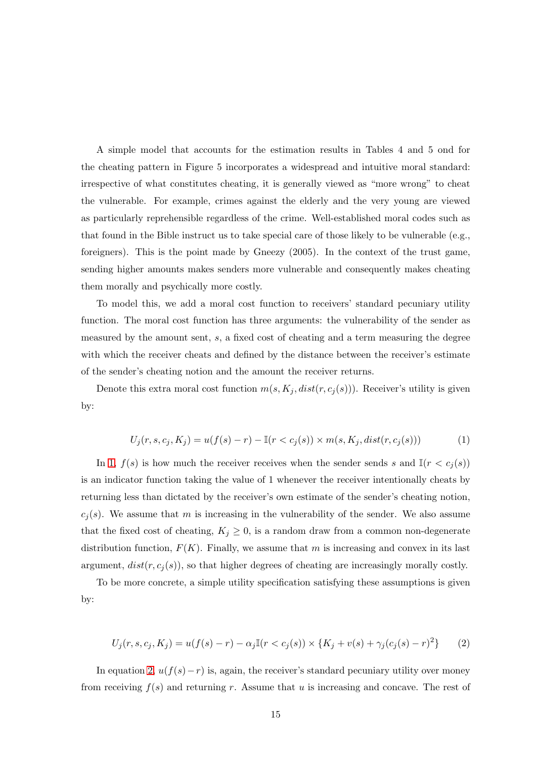A simple model that accounts for the estimation results in Tables 4 and 5 ond for the cheating pattern in Figure 5 incorporates a widespread and intuitive moral standard: irrespective of what constitutes cheating, it is generally viewed as "more wrong" to cheat the vulnerable. For example, crimes against the elderly and the very young are viewed as particularly reprehensible regardless of the crime. Well-established moral codes such as that found in the Bible instruct us to take special care of those likely to be vulnerable (e.g., foreigners). This is the point made by Gneezy (2005). In the context of the trust game, sending higher amounts makes senders more vulnerable and consequently makes cheating them morally and psychically more costly.

To model this, we add a moral cost function to receivers' standard pecuniary utility function. The moral cost function has three arguments: the vulnerability of the sender as measured by the amount sent, $s$, a fixed cost of cheating and a term measuring the degree with which the receiver cheats and defined by the distance between the receiver's estimate of the sender's cheating notion and the amount the receiver returns.

Denote this extra moral cost function $m(s, K_j, dist(r, c_j(s)))$. Receiver's utility is given by:

$$U_j(r, s, c_j, K_j) = u(f(s) - r) - \mathbb{I}(r < c_j(s)) \times m(s, K_j, dist(r, c_j(s))) \tag{1}$$

In 1, $f(s)$ is how much the receiver receives when the sender sends $s$ and $\mathbb{I}(r < c_j(s))$ is an indicator function taking the value of 1 whenever the receiver intentionally cheats by returning less than dictated by the receiver's own estimate of the sender's cheating notion, $c_j(s)$. We assume that $m$ is increasing in the vulnerability of the sender. We also assume that the fixed cost of cheating, $K_j \geq 0$, is a random draw from a common non-degenerate distribution function, $F(K)$. Finally, we assume that $m$ is increasing and convex in its last argument, $dist(r, c_j(s))$, so that higher degrees of cheating are increasingly morally costly.

To be more concrete, a simple utility specification satisfying these assumptions is given by:

$$U_j(r, s, c_j, K_j) = u(f(s) - r) - \alpha_j \mathbb{I}(r < c_j(s)) \times \{K_j + v(s) + \gamma_j (c_j(s) - r)^2\} \tag{2}$$

In equation 2, $u(f(s) - r)$ is, again, the receiver's standard pecuniary utility over money from receiving $f(s)$ and returning $r$. Assume that $u$ is increasing and concave. The rest of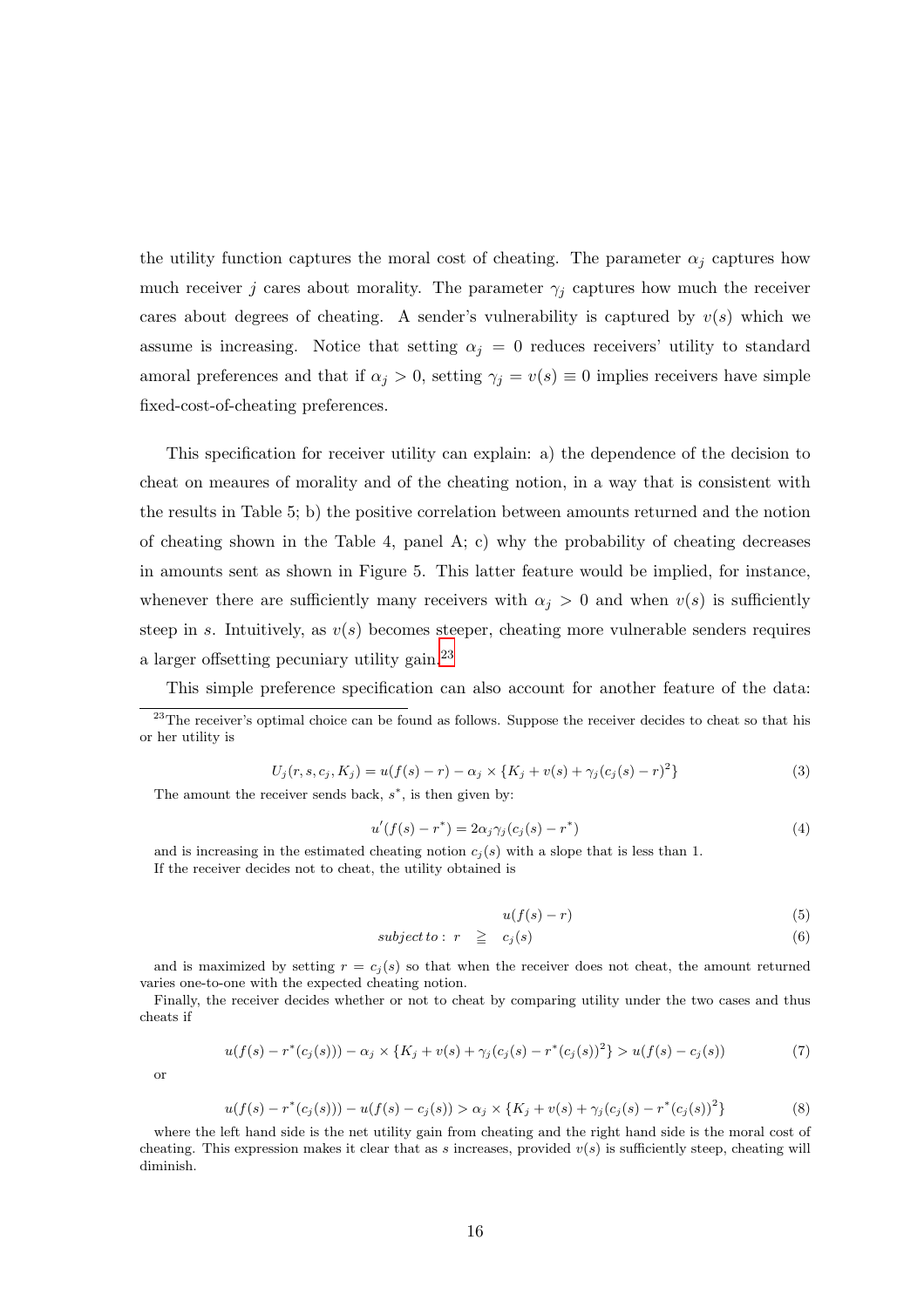the utility function captures the moral cost of cheating. The parameter $\alpha_j$ captures how much receiver $j$ cares about morality. The parameter $\gamma_j$ captures how much the receiver cares about degrees of cheating. A sender's vulnerability is captured by $v(s)$ which we assume is increasing. Notice that setting $\alpha_j = 0$ reduces receivers' utility to standard amoral preferences and that if $\alpha_j > 0$, setting $\gamma_j = v(s) \equiv 0$ implies receivers have simple fixed-cost-of-cheating preferences.

This specification for receiver utility can explain: a) the dependence of the decision to cheat on meaures of morality and of the cheating notion, in a way that is consistent with the results in Table 5; b) the positive correlation between amounts returned and the notion of cheating shown in the Table 4, panel A; c) why the probability of cheating decreases in amounts sent as shown in Figure 5. This latter feature would be implied, for instance, whenever there are sufficiently many receivers with $\alpha_j > 0$ and when $v(s)$ is sufficiently steep in $s$. Intuitively, as $v(s)$ becomes steeper, cheating more vulnerable senders requires a larger offsetting pecuniary utility gain.[23]

This simple preference specification can also account for another feature of the data:

---

[23] The receiver's optimal choice can be found as follows. Suppose the receiver decides to cheat so that his or her utility is

$$U_j(r, s, c_j, K_j) = u(f(s) - r) - \alpha_j \times \{K_j + v(s) + \gamma_j(c_j(s) - r)^2\} \tag{3}$$

The amount the receiver sends back, $s^*$, is then given by:

$$u'(f(s) - r^*) = 2\alpha_j\gamma_j(c_j(s) - r^*) \tag{4}$$

and is increasing in the estimated cheating notion $c_j(s)$ with a slope that is less than 1.
If the receiver decides not to cheat, the utility obtained is

$$u(f(s) - r) \tag{5}$$

$$subject\,to: \; r \;\; \geqq \;\; c_j(s) \tag{6}$$

and is maximized by setting $r = c_j(s)$ so that when the receiver does not cheat, the amount returned varies one-to-one with the expected cheating notion.
Finally, the receiver decides whether or not to cheat by comparing utility under the two cases and thus cheats if

$$u(f(s) - r^*(c_j(s))) - \alpha_j \times \{K_j + v(s) + \gamma_j(c_j(s) - r^*(c_j(s))^2\} > u(f(s) - c_j(s)) \tag{7}$$

or

$$u(f(s) - r^*(c_j(s))) - u(f(s) - c_j(s)) > \alpha_j \times \{K_j + v(s) + \gamma_j(c_j(s) - r^*(c_j(s))^2\} \tag{8}$$

where the left hand side is the net utility gain from cheating and the right hand side is the moral cost of cheating. This expression makes it clear that as $s$ increases, provided $v(s)$ is sufficiently steep, cheating will diminish.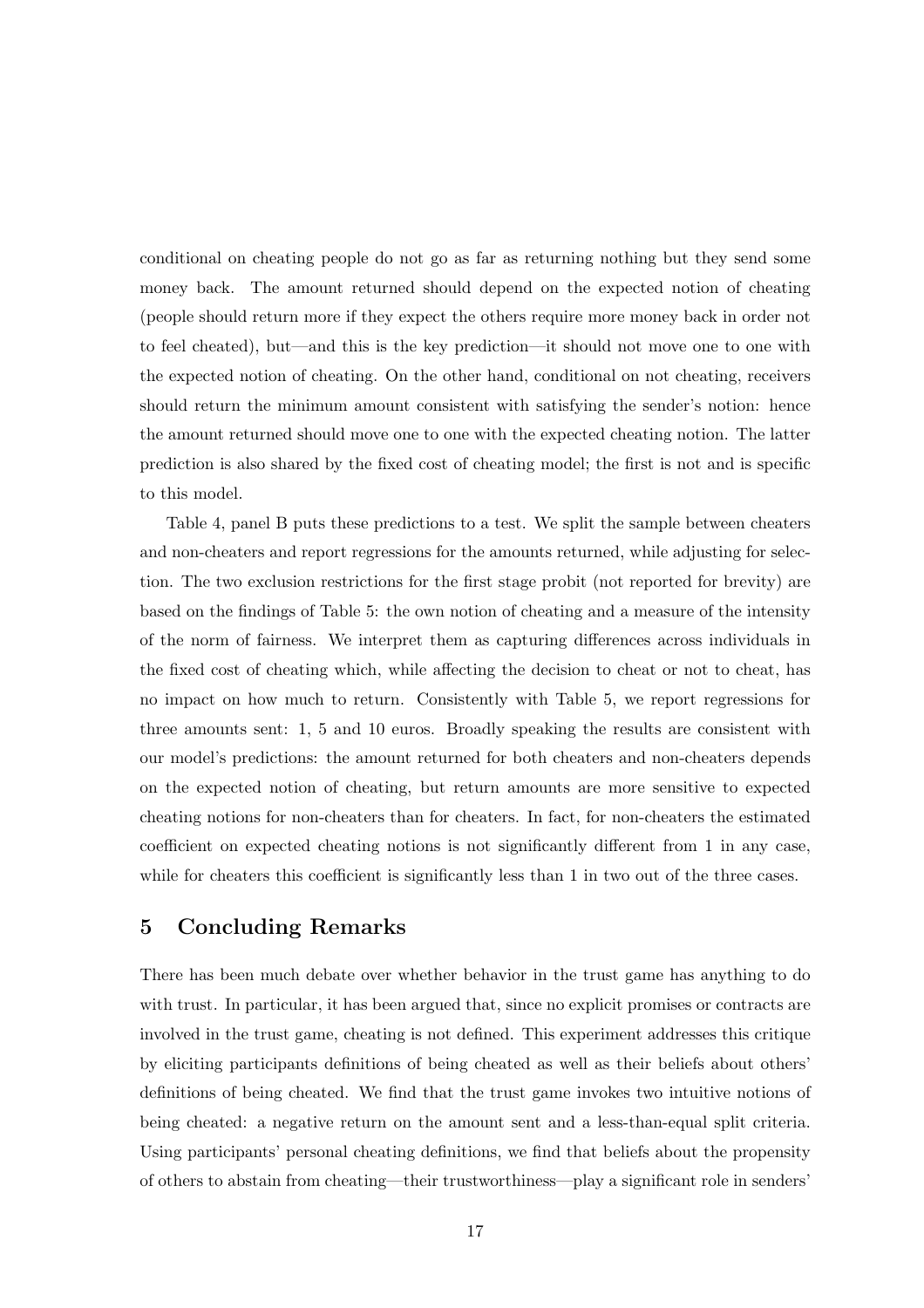conditional on cheating people do not go as far as returning nothing but they send some money back. The amount returned should depend on the expected notion of cheating (people should return more if they expect the others require more money back in order not to feel cheated), but—and this is the key prediction—it should not move one to one with the expected notion of cheating. On the other hand, conditional on not cheating, receivers should return the minimum amount consistent with satisfying the sender's notion: hence the amount returned should move one to one with the expected cheating notion. The latter prediction is also shared by the fixed cost of cheating model; the first is not and is specific to this model.

Table 4, panel B puts these predictions to a test. We split the sample between cheaters and non-cheaters and report regressions for the amounts returned, while adjusting for selection. The two exclusion restrictions for the first stage probit (not reported for brevity) are based on the findings of Table 5: the own notion of cheating and a measure of the intensity of the norm of fairness. We interpret them as capturing differences across individuals in the fixed cost of cheating which, while affecting the decision to cheat or not to cheat, has no impact on how much to return. Consistently with Table 5, we report regressions for three amounts sent: 1, 5 and 10 euros. Broadly speaking the results are consistent with our model's predictions: the amount returned for both cheaters and non-cheaters depends on the expected notion of cheating, but return amounts are more sensitive to expected cheating notions for non-cheaters than for cheaters. In fact, for non-cheaters the estimated coefficient on expected cheating notions is not significantly different from 1 in any case, while for cheaters this coefficient is significantly less than 1 in two out of the three cases.

## 5 Concluding Remarks

There has been much debate over whether behavior in the trust game has anything to do with trust. In particular, it has been argued that, since no explicit promises or contracts are involved in the trust game, cheating is not defined. This experiment addresses this critique by eliciting participants definitions of being cheated as well as their beliefs about others' definitions of being cheated. We find that the trust game invokes two intuitive notions of being cheated: a negative return on the amount sent and a less-than-equal split criteria. Using participants' personal cheating definitions, we find that beliefs about the propensity of others to abstain from cheating—their trustworthiness—play a significant role in senders'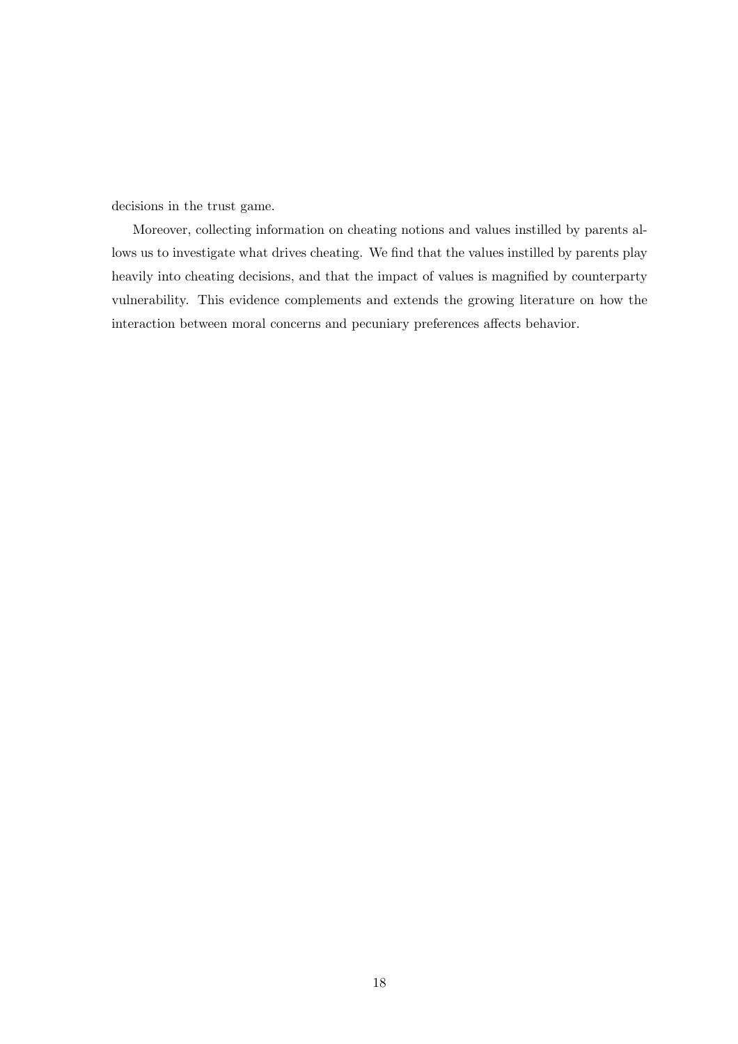decisions in the trust game.

Moreover, collecting information on cheating notions and values instilled by parents allows us to investigate what drives cheating. We find that the values instilled by parents play heavily into cheating decisions, and that the impact of values is magnified by counterparty vulnerability. This evidence complements and extends the growing literature on how the interaction between moral concerns and pecuniary preferences affects behavior.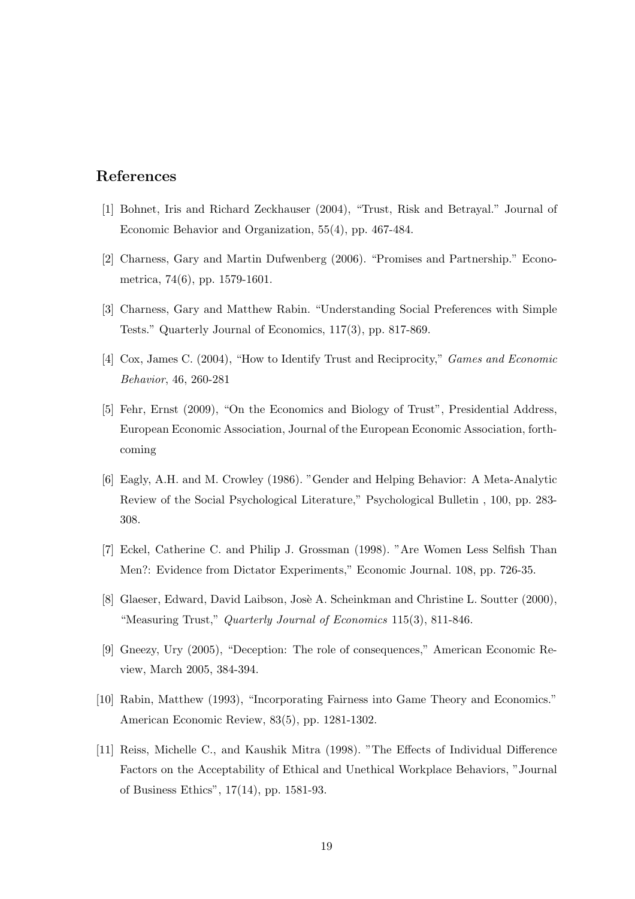## References

[1] Bohnet, Iris and Richard Zeckhauser (2004), "Trust, Risk and Betrayal." Journal of Economic Behavior and Organization, 55(4), pp. 467-484.

[2] Charness, Gary and Martin Dufwenberg (2006). "Promises and Partnership." Econometrica, 74(6), pp. 1579-1601.

[3] Charness, Gary and Matthew Rabin. "Understanding Social Preferences with Simple Tests." Quarterly Journal of Economics, 117(3), pp. 817-869.

[4] Cox, James C. (2004), "How to Identify Trust and Reciprocity," *Games and Economic Behavior*, 46, 260-281

[5] Fehr, Ernst (2009), "On the Economics and Biology of Trust", Presidential Address, European Economic Association, Journal of the European Economic Association, forthcoming

[6] Eagly, A.H. and M. Crowley (1986). "Gender and Helping Behavior: A Meta-Analytic Review of the Social Psychological Literature," Psychological Bulletin , 100, pp. 283-308.

[7] Eckel, Catherine C. and Philip J. Grossman (1998). "Are Women Less Selfish Than Men?: Evidence from Dictator Experiments," Economic Journal. 108, pp. 726-35.

[8] Glaeser, Edward, David Laibson, Josè A. Scheinkman and Christine L. Soutter (2000), "Measuring Trust," *Quarterly Journal of Economics* 115(3), 811-846.

[9] Gneezy, Ury (2005), "Deception: The role of consequences," American Economic Review, March 2005, 384-394.

[10] Rabin, Matthew (1993), "Incorporating Fairness into Game Theory and Economics." American Economic Review, 83(5), pp. 1281-1302.

[11] Reiss, Michelle C., and Kaushik Mitra (1998). "The Effects of Individual Difference Factors on the Acceptability of Ethical and Unethical Workplace Behaviors, "Journal of Business Ethics", 17(14), pp. 1581-93.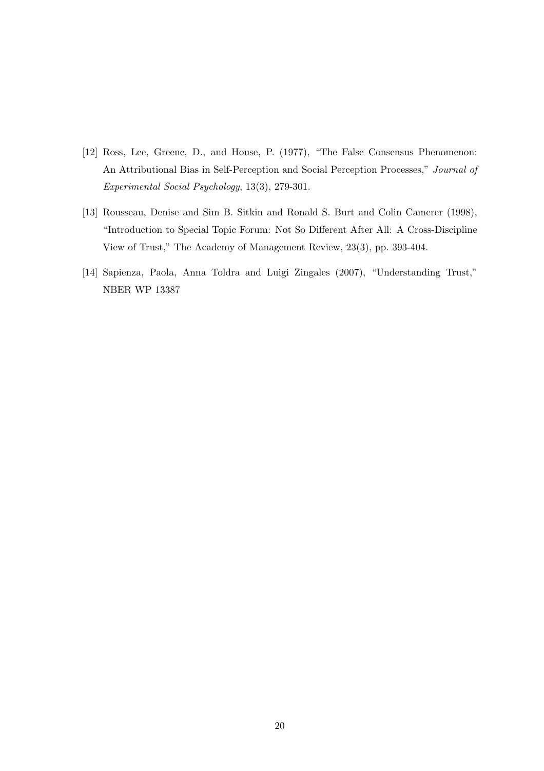[12] Ross, Lee, Greene, D., and House, P. (1977), "The False Consensus Phenomenon: An Attributional Bias in Self-Perception and Social Perception Processes," *Journal of Experimental Social Psychology*, 13(3), 279-301.

[13] Rousseau, Denise and Sim B. Sitkin and Ronald S. Burt and Colin Camerer (1998), "Introduction to Special Topic Forum: Not So Different After All: A Cross-Discipline View of Trust," The Academy of Management Review, 23(3), pp. 393-404.

[14] Sapienza, Paola, Anna Toldra and Luigi Zingales (2007), "Understanding Trust," NBER WP 13387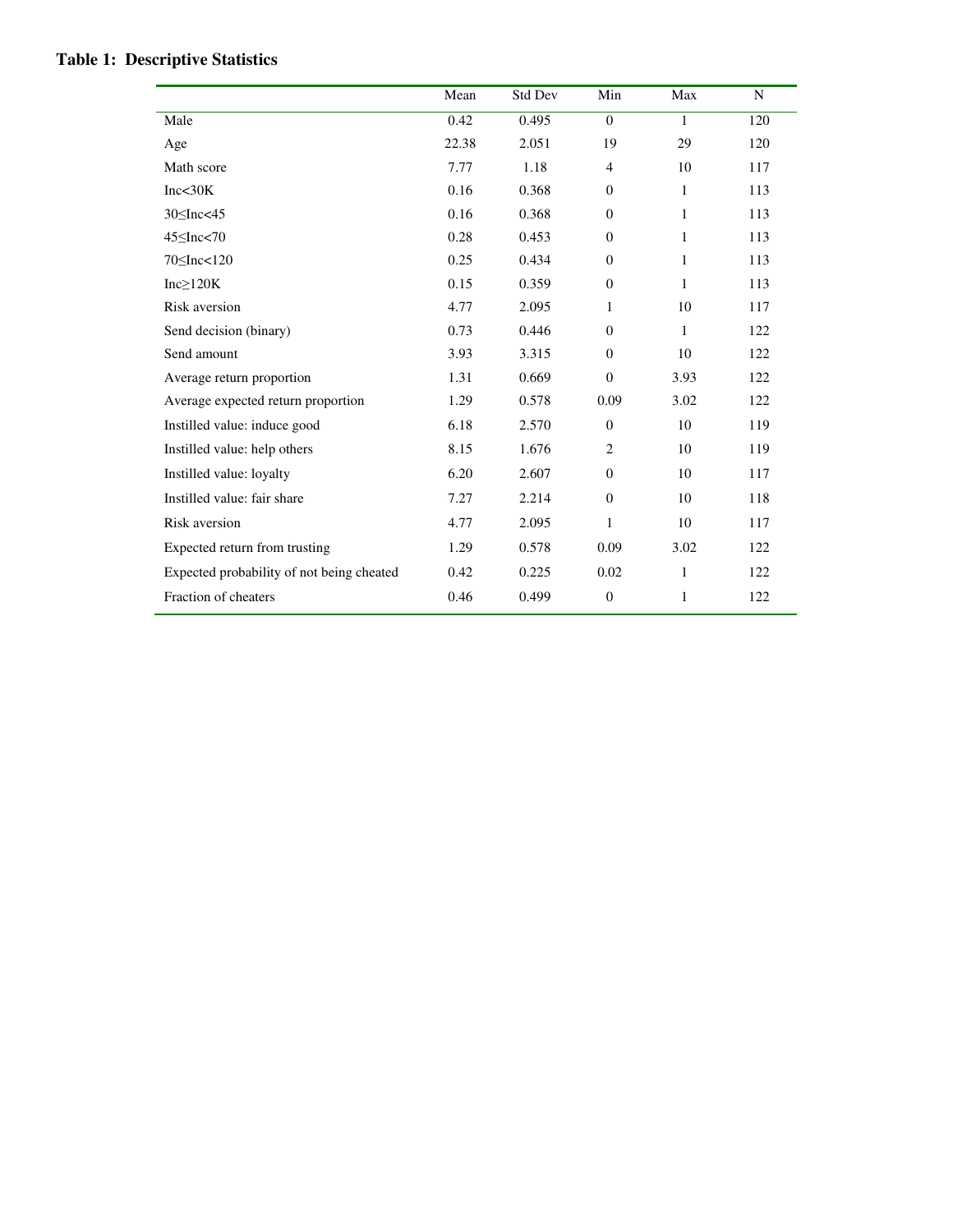**Table 1: Descriptive Statistics**

| | Mean | Std Dev | Min | Max | N |
|---|---|---|---|---|---|
| Male | 0.42 | 0.495 | 0 | 1 | 120 |
| Age | 22.38 | 2.051 | 19 | 29 | 120 |
| Math score | 7.77 | 1.18 | 4 | 10 | 117 |
| Inc<30K | 0.16 | 0.368 | 0 | 1 | 113 |
| 30≤Inc<45 | 0.16 | 0.368 | 0 | 1 | 113 |
| 45≤Inc<70 | 0.28 | 0.453 | 0 | 1 | 113 |
| 70≤Inc<120 | 0.25 | 0.434 | 0 | 1 | 113 |
| Inc≥120K | 0.15 | 0.359 | 0 | 1 | 113 |
| Risk aversion | 4.77 | 2.095 | 1 | 10 | 117 |
| Send decision (binary) | 0.73 | 0.446 | 0 | 1 | 122 |
| Send amount | 3.93 | 3.315 | 0 | 10 | 122 |
| Average return proportion | 1.31 | 0.669 | 0 | 3.93 | 122 |
| Average expected return proportion | 1.29 | 0.578 | 0.09 | 3.02 | 122 |
| Instilled value: induce good | 6.18 | 2.570 | 0 | 10 | 119 |
| Instilled value: help others | 8.15 | 1.676 | 2 | 10 | 119 |
| Instilled value: loyalty | 6.20 | 2.607 | 0 | 10 | 117 |
| Instilled value: fair share | 7.27 | 2.214 | 0 | 10 | 118 |
| Risk aversion | 4.77 | 2.095 | 1 | 10 | 117 |
| Expected return from trusting | 1.29 | 0.578 | 0.09 | 3.02 | 122 |
| Expected probability of not being cheated | 0.42 | 0.225 | 0.02 | 1 | 122 |
| Fraction of cheaters | 0.46 | 0.499 | 0 | 1 | 122 |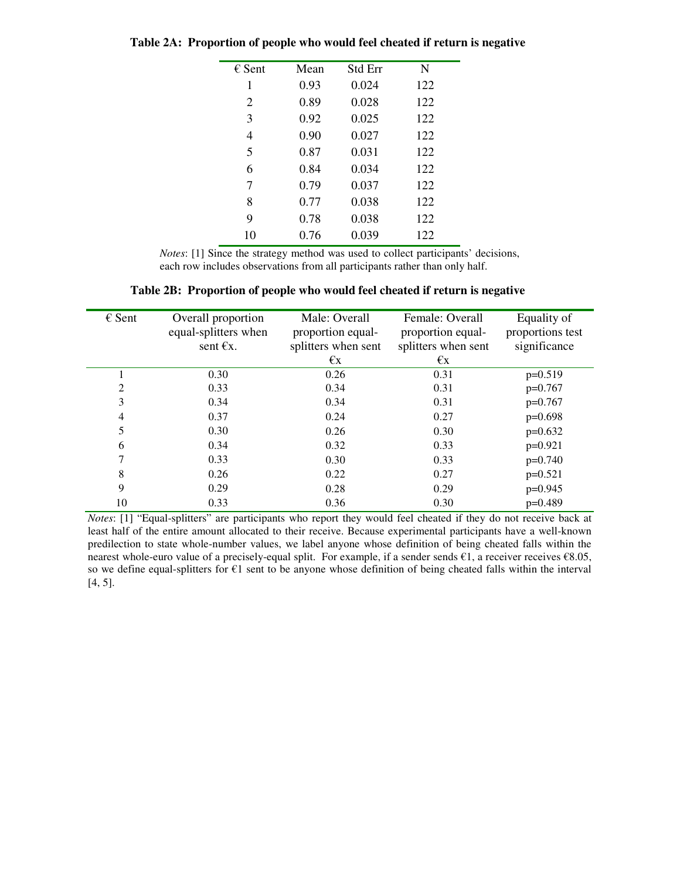**Table 2A: Proportion of people who would feel cheated if return is negative**

| € Sent | Mean | Std Err | N |
|---|---|---|---|
| 1 | 0.93 | 0.024 | 122 |
| 2 | 0.89 | 0.028 | 122 |
| 3 | 0.92 | 0.025 | 122 |
| 4 | 0.90 | 0.027 | 122 |
| 5 | 0.87 | 0.031 | 122 |
| 6 | 0.84 | 0.034 | 122 |
| 7 | 0.79 | 0.037 | 122 |
| 8 | 0.77 | 0.038 | 122 |
| 9 | 0.78 | 0.038 | 122 |
| 10 | 0.76 | 0.039 | 122 |

*Notes*: [1] Since the strategy method was used to collect participants' decisions, each row includes observations from all participants rather than only half.

**Table 2B: Proportion of people who would feel cheated if return is negative**

| € Sent | Overall proportion equal-splitters when sent €x. | Male: Overall proportion equal-splitters when sent €x | Female: Overall proportion equal-splitters when sent €x | Equality of proportions test significance |
|---|---|---|---|---|
| 1 | 0.30 | 0.26 | 0.31 | p=0.519 |
| 2 | 0.33 | 0.34 | 0.31 | p=0.767 |
| 3 | 0.34 | 0.34 | 0.31 | p=0.767 |
| 4 | 0.37 | 0.24 | 0.27 | p=0.698 |
| 5 | 0.30 | 0.26 | 0.30 | p=0.632 |
| 6 | 0.34 | 0.32 | 0.33 | p=0.921 |
| 7 | 0.33 | 0.30 | 0.33 | p=0.740 |
| 8 | 0.26 | 0.22 | 0.27 | p=0.521 |
| 9 | 0.29 | 0.28 | 0.29 | p=0.945 |
| 10 | 0.33 | 0.36 | 0.30 | p=0.489 |

*Notes*: [1] "Equal-splitters" are participants who report they would feel cheated if they do not receive back at least half of the entire amount allocated to their receive. Because experimental participants have a well-known predilection to state whole-number values, we label anyone whose definition of being cheated falls within the nearest whole-euro value of a precisely-equal split. For example, if a sender sends €1, a receiver receives €8.05, so we define equal-splitters for €1 sent to be anyone whose definition of being cheated falls within the interval [4, 5].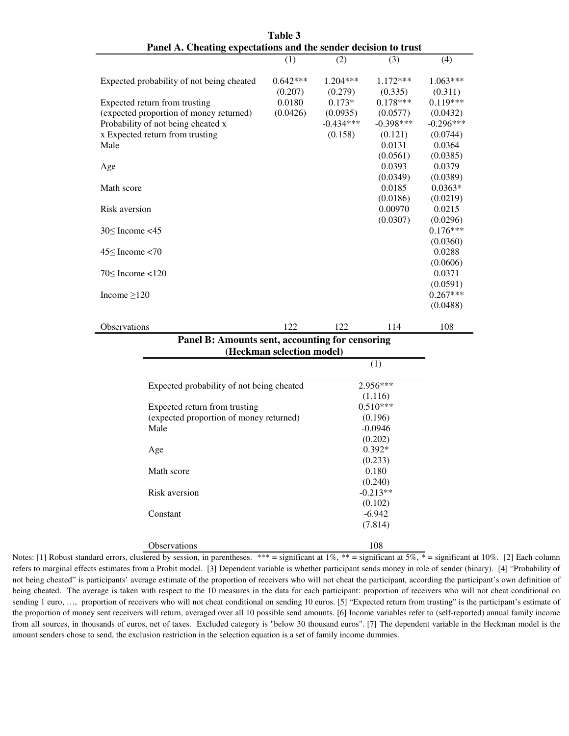**Table 3**

**Panel A. Cheating expectations and the sender decision to trust**

| | (1) | (2) | (3) | (4) |
|---|---|---|---|---|
| Expected probability of not being cheated | 0.642*** | 1.204*** | 1.172*** | 1.063*** |
| | (0.207) | (0.279) | (0.335) | (0.311) |
| Expected return from trusting | 0.0180 | 0.173* | 0.178*** | 0.119*** |
| (expected proportion of money returned) | (0.0426) | (0.0935) | (0.0577) | (0.0432) |
| Probability of not being cheated x | | -0.434*** | -0.398*** | -0.296*** |
| x Expected return from trusting | | (0.158) | (0.121) | (0.0744) |
| Male | | | 0.0131 | 0.0364 |
| | | | (0.0561) | (0.0385) |
| Age | | | 0.0393 | 0.0379 |
| | | | (0.0349) | (0.0389) |
| Math score | | | 0.0185 | 0.0363* |
| | | | (0.0186) | (0.0219) |
| Risk aversion | | | 0.00970 | 0.0215 |
| | | | (0.0307) | (0.0296) |
| 30≤ Income <45 | | | | 0.176*** |
| | | | | (0.0360) |
| 45≤ Income <70 | | | | 0.0288 |
| | | | | (0.0606) |
| 70≤ Income <120 | | | | 0.0371 |
| | | | | (0.0591) |
| Income ≥120 | | | | 0.267*** |
| | | | | (0.0488) |
| Observations | 122 | 122 | 114 | 108 |

**Panel B: Amounts sent, accounting for censoring (Heckman selection model)**

| | (1) |
|---|---|
| Expected probability of not being cheated | 2.956*** |
| | (1.116) |
| Expected return from trusting | 0.510*** |
| (expected proportion of money returned) | (0.196) |
| Male | -0.0946 |
| | (0.202) |
| Age | 0.392* |
| | (0.233) |
| Math score | 0.180 |
| | (0.240) |
| Risk aversion | -0.213** |
| | (0.102) |
| Constant | -6.942 |
| | (7.814) |
| Observations | 108 |

Notes: [1] Robust standard errors, clustered by session, in parentheses. *** = significant at 1%, ** = significant at 5%, * = significant at 10%. [2] Each column refers to marginal effects estimates from a Probit model. [3] Dependent variable is whether participant sends money in role of sender (binary). [4] "Probability of not being cheated" is participants' average estimate of the proportion of receivers who will not cheat the participant, according the participant's own definition of being cheated. The average is taken with respect to the 10 measures in the data for each participant: proportion of receivers who will not cheat conditional on sending 1 euro, …, proportion of receivers who will not cheat conditional on sending 10 euros. [5] "Expected return from trusting" is the participant's estimate of the proportion of money sent receivers will return, averaged over all 10 possible send amounts. [6] Income variables refer to (self-reported) annual family income from all sources, in thousands of euros, net of taxes. Excluded category is "below 30 thousand euros". [7] The dependent variable in the Heckman model is the amount senders chose to send, the exclusion restriction in the selection equation is a set of family income dummies.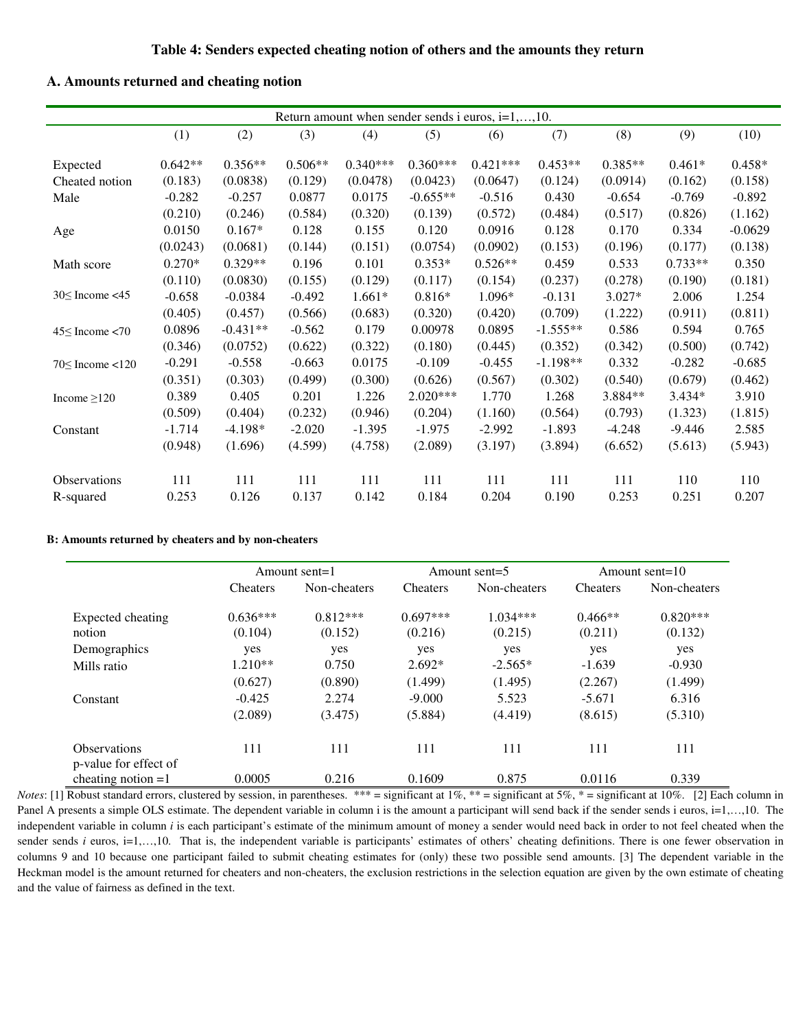### Table 4: Senders expected cheating notion of others and the amounts they return

#### A. Amounts returned and cheating notion

| | Return amount when sender sends i euros, i=1,…,10. | | | | | | | | | |
|---|---|---|---|---|---|---|---|---|---|---|
| | (1) | (2) | (3) | (4) | (5) | (6) | (7) | (8) | (9) | (10) |
| Expected | 0.642** | 0.356** | 0.506** | 0.340*** | 0.360*** | 0.421*** | 0.453** | 0.385** | 0.461* | 0.458* |
| Cheated notion | (0.183) | (0.0838) | (0.129) | (0.0478) | (0.0423) | (0.0647) | (0.124) | (0.0914) | (0.162) | (0.158) |
| Male | -0.282 | -0.257 | 0.0877 | 0.0175 | -0.655** | -0.516 | 0.430 | -0.654 | -0.769 | -0.892 |
| | (0.210) | (0.246) | (0.584) | (0.320) | (0.139) | (0.572) | (0.484) | (0.517) | (0.826) | (1.162) |
| Age | 0.0150 | 0.167* | 0.128 | 0.155 | 0.120 | 0.0916 | 0.128 | 0.170 | 0.334 | -0.0629 |
| | (0.0243) | (0.0681) | (0.144) | (0.151) | (0.0754) | (0.0902) | (0.153) | (0.196) | (0.177) | (0.138) |
| Math score | 0.270* | 0.329** | 0.196 | 0.101 | 0.353* | 0.526** | 0.459 | 0.533 | 0.733** | 0.350 |
| | (0.110) | (0.0830) | (0.155) | (0.129) | (0.117) | (0.154) | (0.237) | (0.278) | (0.190) | (0.181) |
| 30≤ Income <45 | -0.658 | -0.0384 | -0.492 | 1.661* | 0.816* | 1.096* | -0.131 | 3.027* | 2.006 | 1.254 |
| | (0.405) | (0.457) | (0.566) | (0.683) | (0.320) | (0.420) | (0.709) | (1.222) | (0.911) | (0.811) |
| 45≤ Income <70 | 0.0896 | -0.431** | -0.562 | 0.179 | 0.00978 | 0.0895 | -1.555** | 0.586 | 0.594 | 0.765 |
| | (0.346) | (0.0752) | (0.622) | (0.322) | (0.180) | (0.445) | (0.352) | (0.342) | (0.500) | (0.742) |
| 70≤ Income <120 | -0.291 | -0.558 | -0.663 | 0.0175 | -0.109 | -0.455 | -1.198** | 0.332 | -0.282 | -0.685 |
| | (0.351) | (0.303) | (0.499) | (0.300) | (0.626) | (0.567) | (0.302) | (0.540) | (0.679) | (0.462) |
| Income ≥120 | 0.389 | 0.405 | 0.201 | 1.226 | 2.020*** | 1.770 | 1.268 | 3.884** | 3.434* | 3.910 |
| | (0.509) | (0.404) | (0.232) | (0.946) | (0.204) | (1.160) | (0.564) | (0.793) | (1.323) | (1.815) |
| Constant | -1.714 | -4.198* | -2.020 | -1.395 | -1.975 | -2.992 | -1.893 | -4.248 | -9.446 | 2.585 |
| | (0.948) | (1.696) | (4.599) | (4.758) | (2.089) | (3.197) | (3.894) | (6.652) | (5.613) | (5.943) |
| Observations | 111 | 111 | 111 | 111 | 111 | 111 | 111 | 111 | 110 | 110 |
| R-squared | 0.253 | 0.126 | 0.137 | 0.142 | 0.184 | 0.204 | 0.190 | 0.253 | 0.251 | 0.207 |

#### B: Amounts returned by cheaters and by non-cheaters

| | Amount sent=1 | | Amount sent=5 | | Amount sent=10 | |
|---|---|---|---|---|---|---|
| | Cheaters | Non-cheaters | Cheaters | Non-cheaters | Cheaters | Non-cheaters |
| Expected cheating notion | 0.636*** | 0.812*** | 0.697*** | 1.034*** | 0.466** | 0.820*** |
| | (0.104) | (0.152) | (0.216) | (0.215) | (0.211) | (0.132) |
| Demographics | yes | yes | yes | yes | yes | yes |
| Mills ratio | 1.210** | 0.750 | 2.692* | -2.565* | -1.639 | -0.930 |
| | (0.627) | (0.890) | (1.499) | (1.495) | (2.267) | (1.499) |
| Constant | -0.425 | 2.274 | -9.000 | 5.523 | -5.671 | 6.316 |
| | (2.089) | (3.475) | (5.884) | (4.419) | (8.615) | (5.310) |
| Observations | 111 | 111 | 111 | 111 | 111 | 111 |
| p-value for effect of cheating notion =1 | 0.0005 | 0.216 | 0.1609 | 0.875 | 0.0116 | 0.339 |

*Notes*: [1] Robust standard errors, clustered by session, in parentheses. *** = significant at 1%, ** = significant at 5%, * = significant at 10%. [2] Each column in Panel A presents a simple OLS estimate. The dependent variable in column i is the amount a participant will send back if the sender sends i euros, i=1,…,10. The independent variable in column *i* is each participant's estimate of the minimum amount of money a sender would need back in order to not feel cheated when the sender sends *i* euros, i=1,…,10. That is, the independent variable is participants' estimates of others' cheating definitions. There is one fewer observation in columns 9 and 10 because one participant failed to submit cheating estimates for (only) these two possible send amounts. [3] The dependent variable in the Heckman model is the amount returned for cheaters and non-cheaters, the exclusion restrictions in the selection equation are given by the own estimate of cheating and the value of fairness as defined in the text.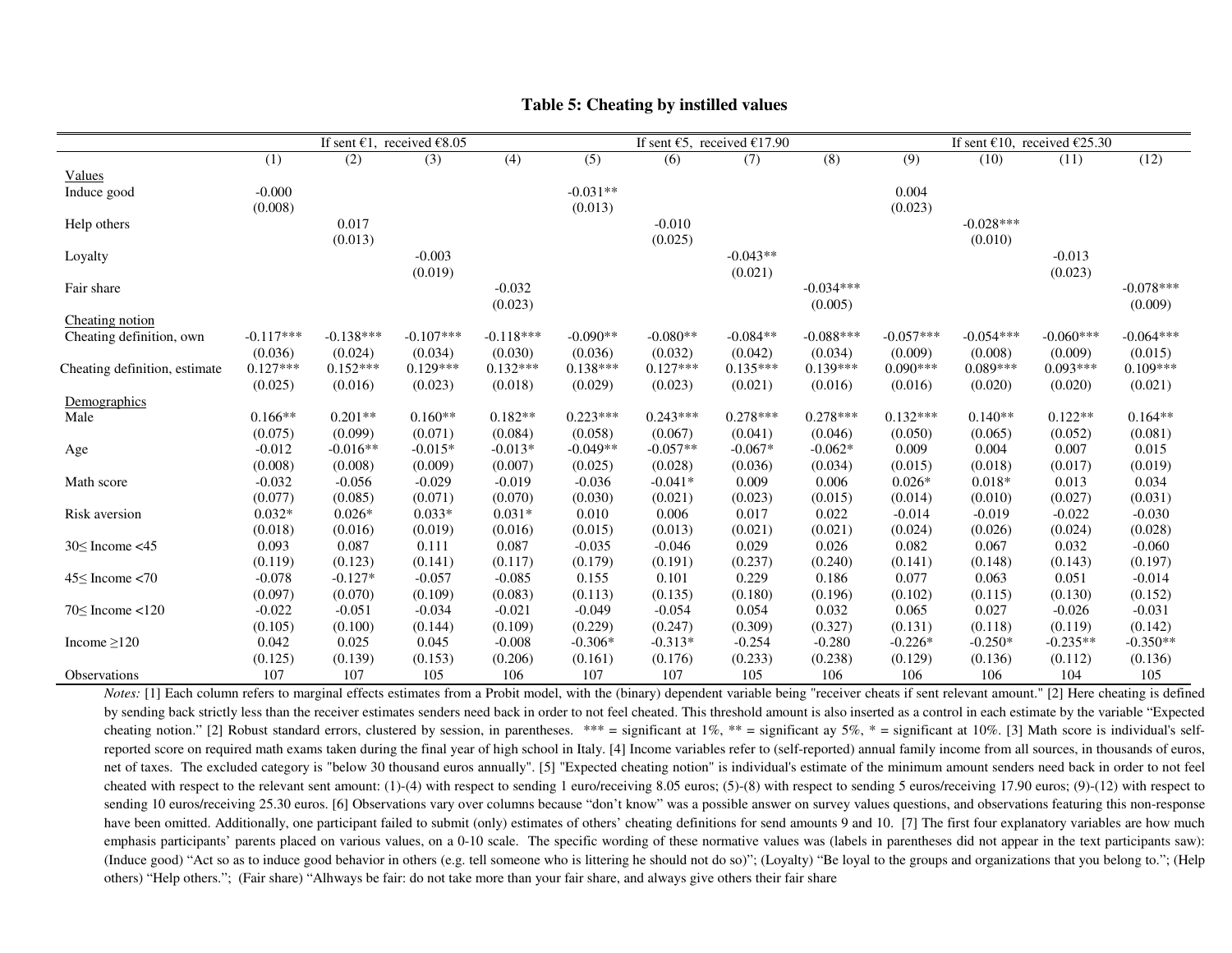# Table 5: Cheating by instilled values

| | If sent €1, received €8.05 | | | | If sent €5, received €17.90 | | | | If sent €10, received €25.30 | | | |
|---|---|---|---|---|---|---|---|---|---|---|---|---|
| | (1) | (2) | (3) | (4) | (5) | (6) | (7) | (8) | (9) | (10) | (11) | (12) |
| Values | | | | | | | | | | | | |
| Induce good | -0.000 | | | | -0.031** | | | | 0.004 | | | |
| | (0.008) | | | | (0.013) | | | | (0.023) | | | |
| Help others | | 0.017 | | | | -0.010 | | | | -0.028*** | | |
| | | (0.013) | | | | (0.025) | | | | (0.010) | | |
| Loyalty | | | -0.003 | | | | -0.043** | | | | -0.013 | |
| | | | (0.019) | | | | (0.021) | | | | (0.023) | |
| Fair share | | | | -0.032 | | | | -0.034*** | | | | -0.078*** |
| | | | | (0.023) | | | | (0.005) | | | | (0.009) |
| Cheating notion | | | | | | | | | | | | |
| Cheating definition, own | -0.117*** | -0.138*** | -0.107*** | -0.118*** | -0.090** | -0.080** | -0.084** | -0.088*** | -0.057*** | -0.054*** | -0.060*** | -0.064*** |
| | (0.036) | (0.024) | (0.034) | (0.030) | (0.036) | (0.032) | (0.042) | (0.034) | (0.009) | (0.008) | (0.009) | (0.015) |
| Cheating definition, estimate | 0.127*** | 0.152*** | 0.129*** | 0.132*** | 0.138*** | 0.127*** | 0.135*** | 0.139*** | 0.090*** | 0.089*** | 0.093*** | 0.109*** |
| | (0.025) | (0.016) | (0.023) | (0.018) | (0.029) | (0.023) | (0.021) | (0.016) | (0.016) | (0.020) | (0.020) | (0.021) |
| Demographics | | | | | | | | | | | | |
| Male | 0.166** | 0.201** | 0.160** | 0.182** | 0.223*** | 0.243*** | 0.278*** | 0.278*** | 0.132*** | 0.140** | 0.122** | 0.164** |
| | (0.075) | (0.099) | (0.071) | (0.084) | (0.058) | (0.067) | (0.041) | (0.046) | (0.050) | (0.065) | (0.052) | (0.081) |
| Age | -0.012 | -0.016** | -0.015* | -0.013* | -0.049** | -0.057** | -0.067* | -0.062* | 0.009 | 0.004 | 0.007 | 0.015 |
| | (0.008) | (0.008) | (0.009) | (0.007) | (0.025) | (0.028) | (0.036) | (0.034) | (0.015) | (0.018) | (0.017) | (0.019) |
| Math score | -0.032 | -0.056 | -0.029 | -0.019 | -0.036 | -0.041* | 0.009 | 0.006 | 0.026* | 0.018* | 0.013 | 0.034 |
| | (0.077) | (0.085) | (0.071) | (0.070) | (0.030) | (0.021) | (0.023) | (0.015) | (0.014) | (0.010) | (0.027) | (0.031) |
| Risk aversion | 0.032* | 0.026* | 0.033* | 0.031* | 0.010 | 0.006 | 0.017 | 0.022 | -0.014 | -0.019 | -0.022 | -0.030 |
| | (0.018) | (0.016) | (0.019) | (0.016) | (0.015) | (0.013) | (0.021) | (0.021) | (0.024) | (0.026) | (0.024) | (0.028) |
| 30≤ Income <45 | 0.093 | 0.087 | 0.111 | 0.087 | -0.035 | -0.046 | 0.029 | 0.026 | 0.082 | 0.067 | 0.032 | -0.060 |
| | (0.119) | (0.123) | (0.141) | (0.117) | (0.179) | (0.191) | (0.237) | (0.240) | (0.141) | (0.148) | (0.143) | (0.197) |
| 45≤ Income <70 | -0.078 | -0.127* | -0.057 | -0.085 | 0.155 | 0.101 | 0.229 | 0.186 | 0.077 | 0.063 | 0.051 | -0.014 |
| | (0.097) | (0.070) | (0.109) | (0.083) | (0.113) | (0.135) | (0.180) | (0.196) | (0.102) | (0.115) | (0.130) | (0.152) |
| 70≤ Income <120 | -0.022 | -0.051 | -0.034 | -0.021 | -0.049 | -0.054 | 0.054 | 0.032 | 0.065 | 0.027 | -0.026 | -0.031 |
| | (0.105) | (0.100) | (0.144) | (0.109) | (0.229) | (0.247) | (0.309) | (0.327) | (0.131) | (0.118) | (0.119) | (0.142) |
| Income ≥120 | 0.042 | 0.025 | 0.045 | -0.008 | -0.306* | -0.313* | -0.254 | -0.280 | -0.226* | -0.250* | -0.235** | -0.350** |
| | (0.125) | (0.139) | (0.153) | (0.206) | (0.161) | (0.176) | (0.233) | (0.238) | (0.129) | (0.136) | (0.112) | (0.136) |
| Observations | 107 | 107 | 105 | 106 | 107 | 107 | 105 | 106 | 106 | 106 | 104 | 105 |

*Notes:* [1] Each column refers to marginal effects estimates from a Probit model, with the (binary) dependent variable being "receiver cheats if sent relevant amount." [2] Here cheating is defined by sending back strictly less than the receiver estimates senders need back in order to not feel cheated. This threshold amount is also inserted as a control in each estimate by the variable "Expected cheating notion." [2] Robust standard errors, clustered by session, in parentheses. *** = significant at 1%, ** = significant ay 5%, * = significant at 10%. [3] Math score is individual's self-reported score on required math exams taken during the final year of high school in Italy. [4] Income variables refer to (self-reported) annual family income from all sources, in thousands of euros, net of taxes. The excluded category is "below 30 thousand euros annually". [5] "Expected cheating notion" is individual's estimate of the minimum amount senders need back in order to not feel cheated with respect to the relevant sent amount: (1)-(4) with respect to sending 1 euro/receiving 8.05 euros; (5)-(8) with respect to sending 5 euros/receiving 17.90 euros; (9)-(12) with respect to sending 10 euros/receiving 25.30 euros. [6] Observations vary over columns because "don't know" was a possible answer on survey values questions, and observations featuring this non-response have been omitted. Additionally, one participant failed to submit (only) estimates of others' cheating definitions for send amounts 9 and 10. [7] The first four explanatory variables are how much emphasis participants' parents placed on various values, on a 0-10 scale. The specific wording of these normative values was (labels in parentheses did not appear in the text participants saw): (Induce good) "Act so as to induce good behavior in others (e.g. tell someone who is littering he should not do so)"; (Loyalty) "Be loyal to the groups and organizations that you belong to."; (Help others) "Help others."; (Fair share) "Alhways be fair: do not take more than your fair share, and always give others their fair share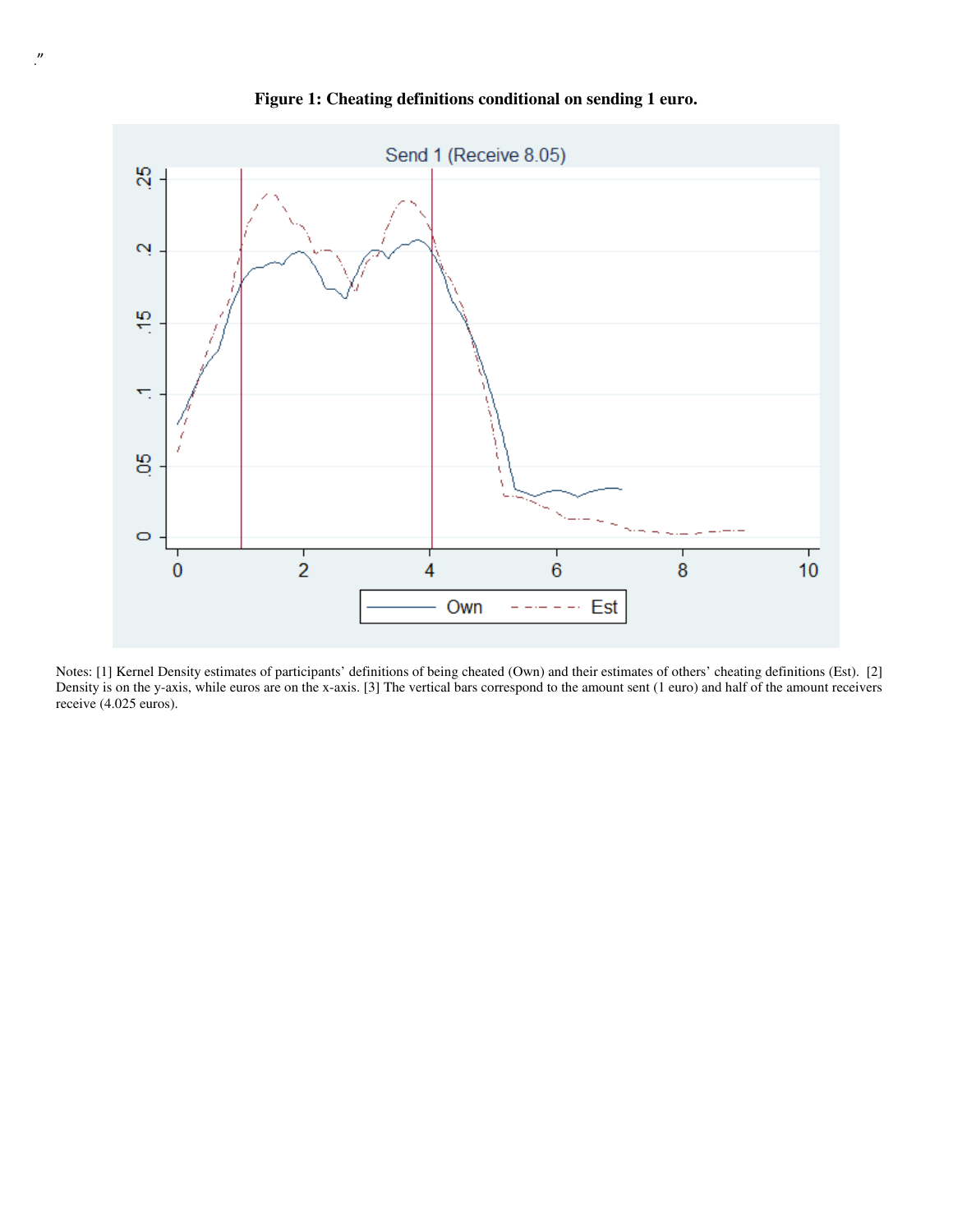.”

**Figure 1: Cheating definitions conditional on sending 1 euro.**

Notes: [1] Kernel Density estimates of participants' definitions of being cheated (Own) and their estimates of others' cheating definitions (Est). [2] Density is on the y-axis, while euros are on the x-axis. [3] The vertical bars correspond to the amount sent (1 euro) and half of the amount receivers receive (4.025 euros).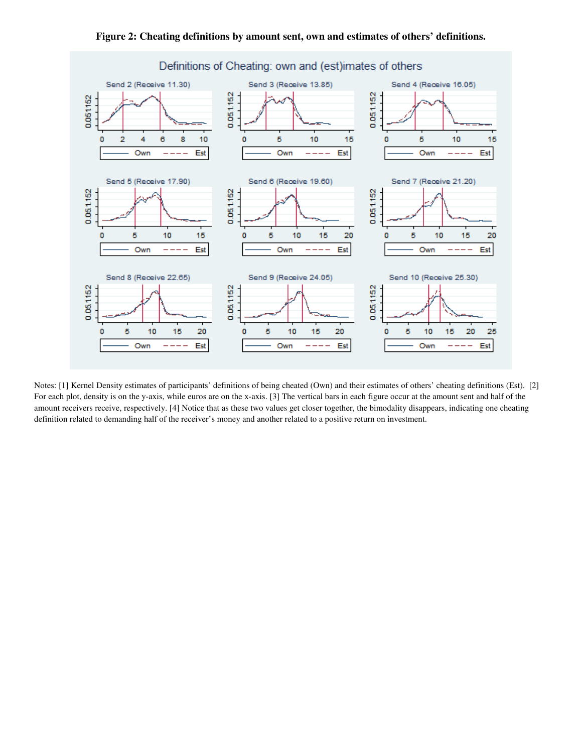**Figure 2: Cheating definitions by amount sent, own and estimates of others' definitions.**

Notes: [1] Kernel Density estimates of participants' definitions of being cheated (Own) and their estimates of others' cheating definitions (Est). [2] For each plot, density is on the y-axis, while euros are on the x-axis. [3] The vertical bars in each figure occur at the amount sent and half of the amount receivers receive, respectively. [4] Notice that as these two values get closer together, the bimodality disappears, indicating one cheating definition related to demanding half of the receiver's money and another related to a positive return on investment.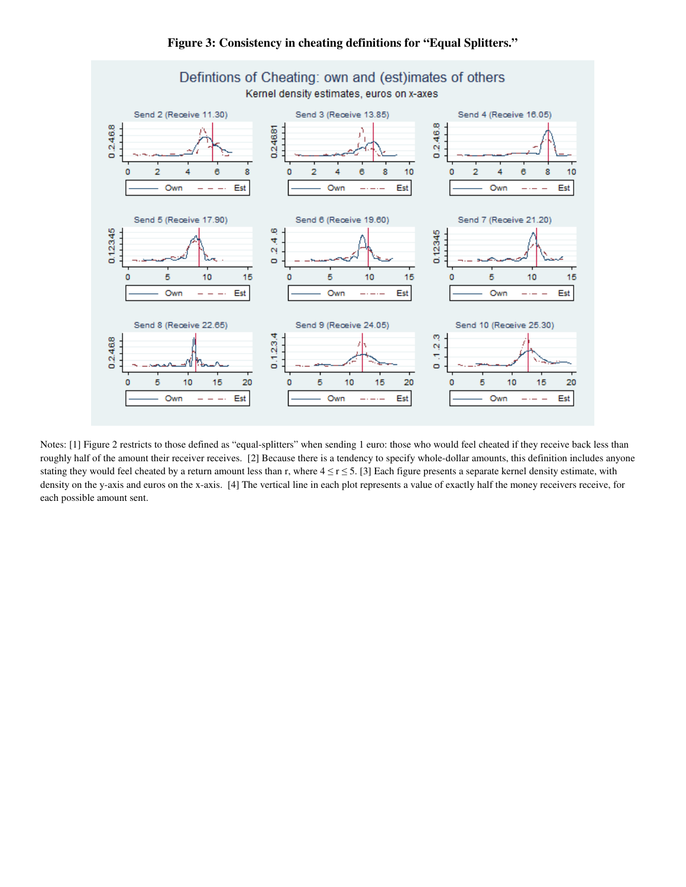**Figure 3: Consistency in cheating definitions for "Equal Splitters."**

Notes: [1] Figure 2 restricts to those defined as "equal-splitters" when sending 1 euro: those who would feel cheated if they receive back less than roughly half of the amount their receiver receives. [2] Because there is a tendency to specify whole-dollar amounts, this definition includes anyone stating they would feel cheated by a return amount less than r, where $4 \leq r \leq 5$. [3] Each figure presents a separate kernel density estimate, with density on the y-axis and euros on the x-axis. [4] The vertical line in each plot represents a value of exactly half the money receivers receive, for each possible amount sent.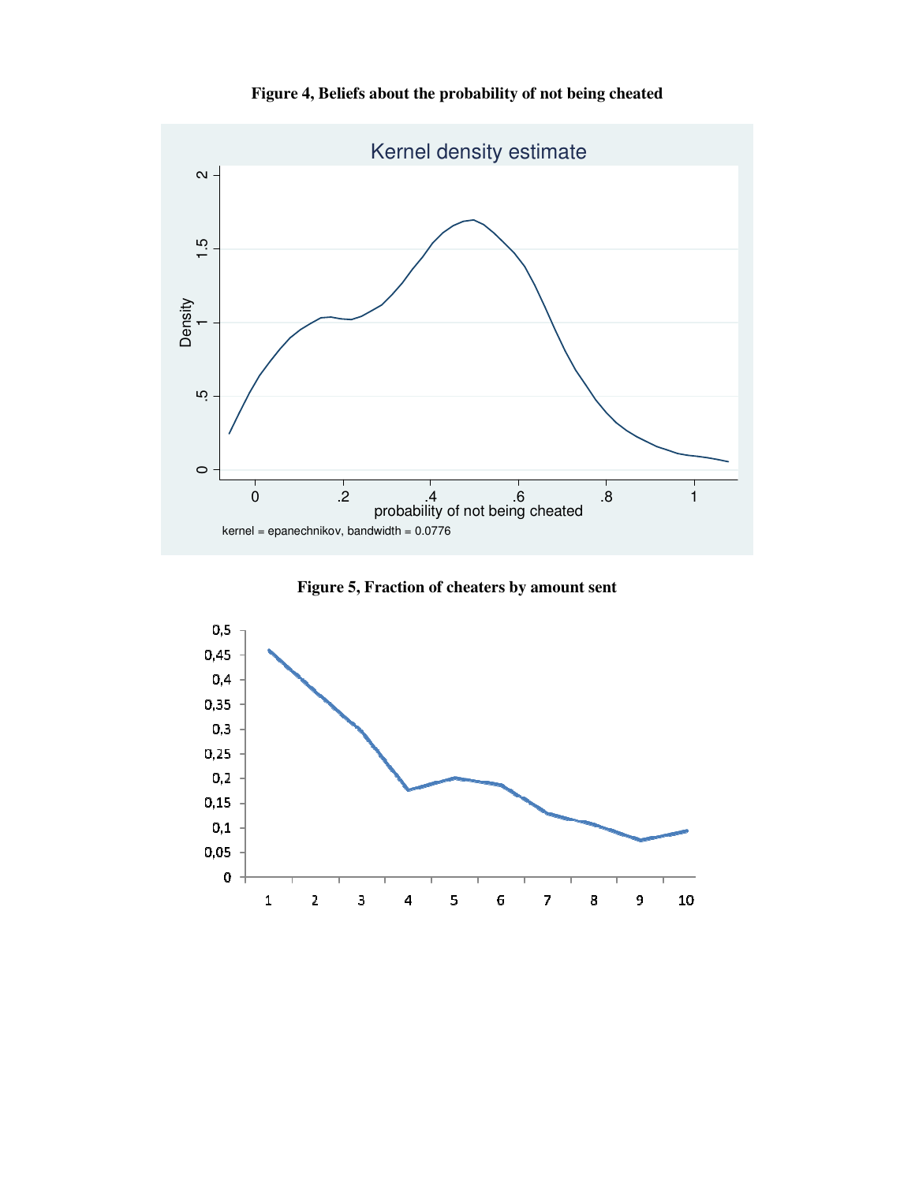**Figure 4, Beliefs about the probability of not being cheated**

**Figure 5, Fraction of cheaters by amount sent**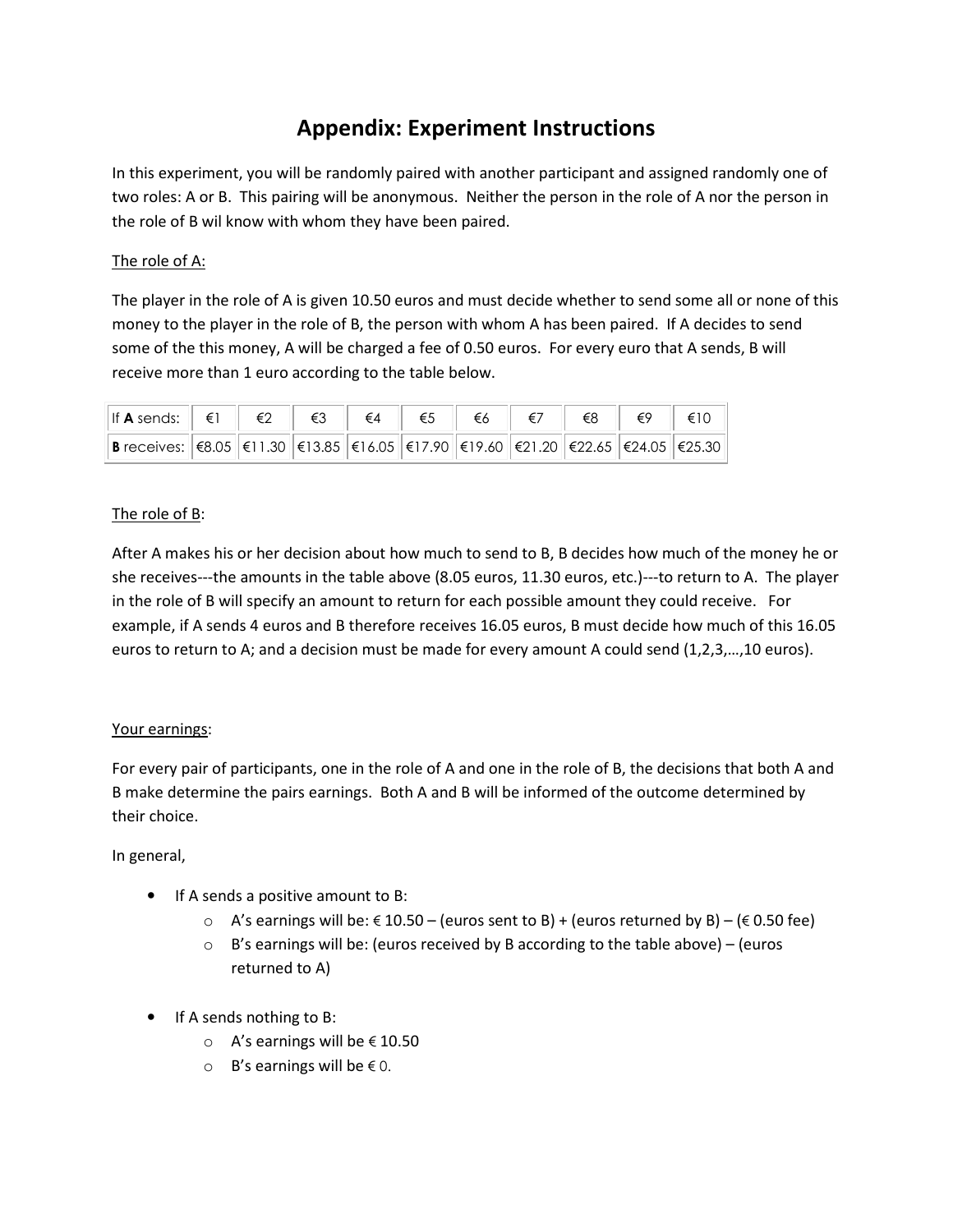# Appendix: Experiment Instructions

In this experiment, you will be randomly paired with another participant and assigned randomly one of two roles: A or B. This pairing will be anonymous. Neither the person in the role of A nor the person in the role of B wil know with whom they have been paired.

The role of A:

The player in the role of A is given 10.50 euros and must decide whether to send some all or none of this money to the player in the role of B, the person with whom A has been paired. If A decides to send some of the this money, A will be charged a fee of 0.50 euros. For every euro that A sends, B will receive more than 1 euro according to the table below.

| If **A** sends: | €1 | €2 | €3 | €4 | €5 | €6 | €7 | €8 | €9 | €10 |
|---|---|---|---|---|---|---|---|---|---|---|
| **B** receives: | €8.05 | €11.30 | €13.85 | €16.05 | €17.90 | €19.60 | €21.20 | €22.65 | €24.05 | €25.30 |

The role of B:

After A makes his or her decision about how much to send to B, B decides how much of the money he or she receives---the amounts in the table above (8.05 euros, 11.30 euros, etc.)---to return to A. The player in the role of B will specify an amount to return for each possible amount they could receive. For example, if A sends 4 euros and B therefore receives 16.05 euros, B must decide how much of this 16.05 euros to return to A; and a decision must be made for every amount A could send (1,2,3,…,10 euros).

Your earnings:

For every pair of participants, one in the role of A and one in the role of B, the decisions that both A and B make determine the pairs earnings. Both A and B will be informed of the outcome determined by their choice.

In general,

- If A sends a positive amount to B:
  - A's earnings will be: € 10.50 – (euros sent to B) + (euros returned by B) – (€ 0.50 fee)
  - B's earnings will be: (euros received by B according to the table above) – (euros returned to A)
- If A sends nothing to B:
  - A's earnings will be € 10.50
  - B's earnings will be € 0.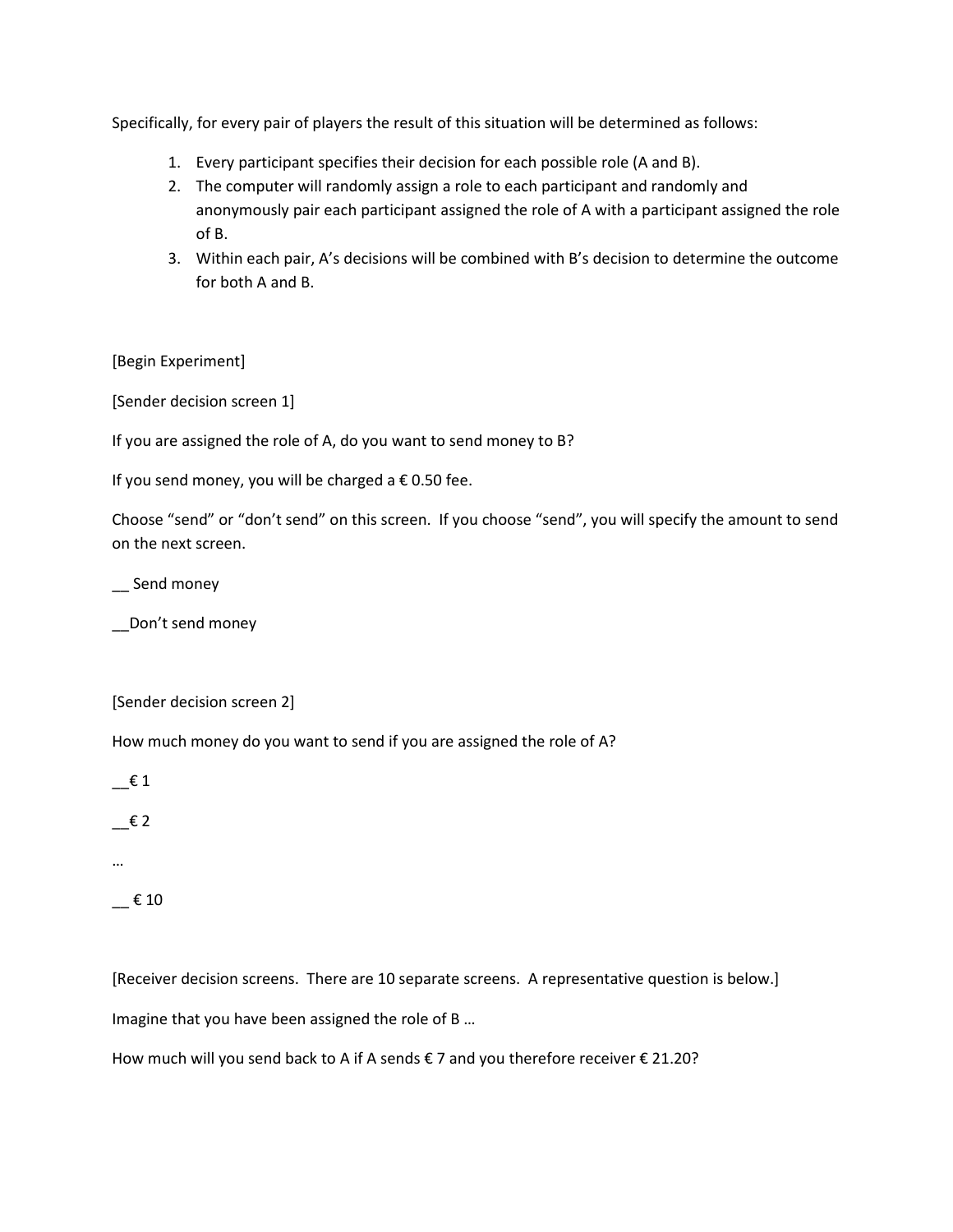Specifically, for every pair of players the result of this situation will be determined as follows:

1. Every participant specifies their decision for each possible role (A and B).
2. The computer will randomly assign a role to each participant and randomly and anonymously pair each participant assigned the role of A with a participant assigned the role of B.
3. Within each pair, A's decisions will be combined with B's decision to determine the outcome for both A and B.

[Begin Experiment]

[Sender decision screen 1]

If you are assigned the role of A, do you want to send money to B?

If you send money, you will be charged a € 0.50 fee.

Choose "send" or "don't send" on this screen. If you choose "send", you will specify the amount to send on the next screen.

__ Send money

__Don't send money

[Sender decision screen 2]

How much money do you want to send if you are assigned the role of A?

__€ 1

__€ 2

…

__ € 10

[Receiver decision screens. There are 10 separate screens. A representative question is below.]

Imagine that you have been assigned the role of B …

How much will you send back to A if A sends € 7 and you therefore receiver € 21.20?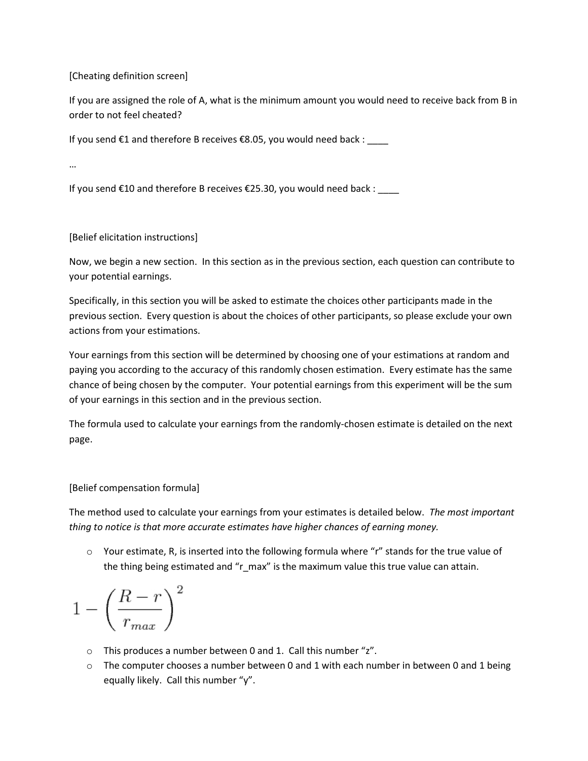[Cheating definition screen]

If you are assigned the role of A, what is the minimum amount you would need to receive back from B in order to not feel cheated?

If you send €1 and therefore B receives €8.05, you would need back : ____

…

If you send €10 and therefore B receives €25.30, you would need back : ____

[Belief elicitation instructions]

Now, we begin a new section. In this section as in the previous section, each question can contribute to your potential earnings.

Specifically, in this section you will be asked to estimate the choices other participants made in the previous section. Every question is about the choices of other participants, so please exclude your own actions from your estimations.

Your earnings from this section will be determined by choosing one of your estimations at random and paying you according to the accuracy of this randomly chosen estimation. Every estimate has the same chance of being chosen by the computer. Your potential earnings from this experiment will be the sum of your earnings in this section and in the previous section.

The formula used to calculate your earnings from the randomly-chosen estimate is detailed on the next page.

[Belief compensation formula]

The method used to calculate your earnings from your estimates is detailed below. *The most important thing to notice is that more accurate estimates have higher chances of earning money.*

- Your estimate, R, is inserted into the following formula where "r" stands for the true value of the thing being estimated and "r_max" is the maximum value this true value can attain.

$$1 - \left(\frac{R - r}{r_{max}}\right)^2$$

- This produces a number between 0 and 1. Call this number "z".
- The computer chooses a number between 0 and 1 with each number in between 0 and 1 being equally likely. Call this number "y".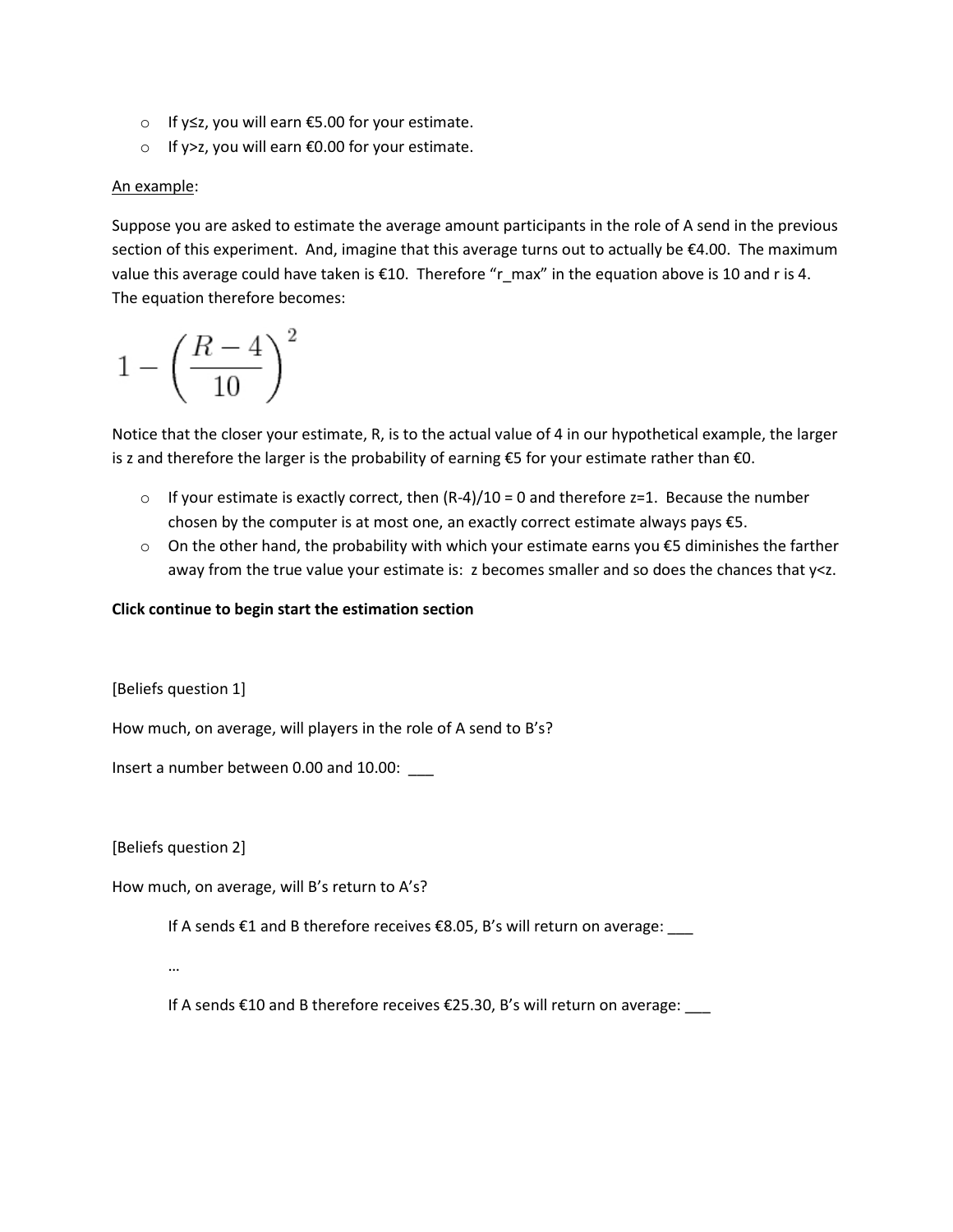- If $y \leq z$, you will earn €5.00 for your estimate.
- If $y > z$, you will earn €0.00 for your estimate.

An example:

Suppose you are asked to estimate the average amount participants in the role of A send in the previous section of this experiment. And, imagine that this average turns out to actually be €4.00. The maximum value this average could have taken is €10. Therefore "r_max" in the equation above is 10 and r is 4. The equation therefore becomes:

$$1 - \left(\frac{R-4}{10}\right)^2$$

Notice that the closer your estimate, R, is to the actual value of 4 in our hypothetical example, the larger is z and therefore the larger is the probability of earning €5 for your estimate rather than €0.

- If your estimate is exactly correct, then $(R-4)/10 = 0$ and therefore $z=1$. Because the number chosen by the computer is at most one, an exactly correct estimate always pays €5.
- On the other hand, the probability with which your estimate earns you €5 diminishes the farther away from the true value your estimate is: z becomes smaller and so does the chances that $y<z$.

**Click continue to begin start the estimation section**

[Beliefs question 1]

How much, on average, will players in the role of A send to B's?

Insert a number between 0.00 and 10.00: ___

[Beliefs question 2]

How much, on average, will B's return to A's?

If A sends €1 and B therefore receives €8.05, B's will return on average: ___

…

If A sends €10 and B therefore receives €25.30, B's will return on average: ___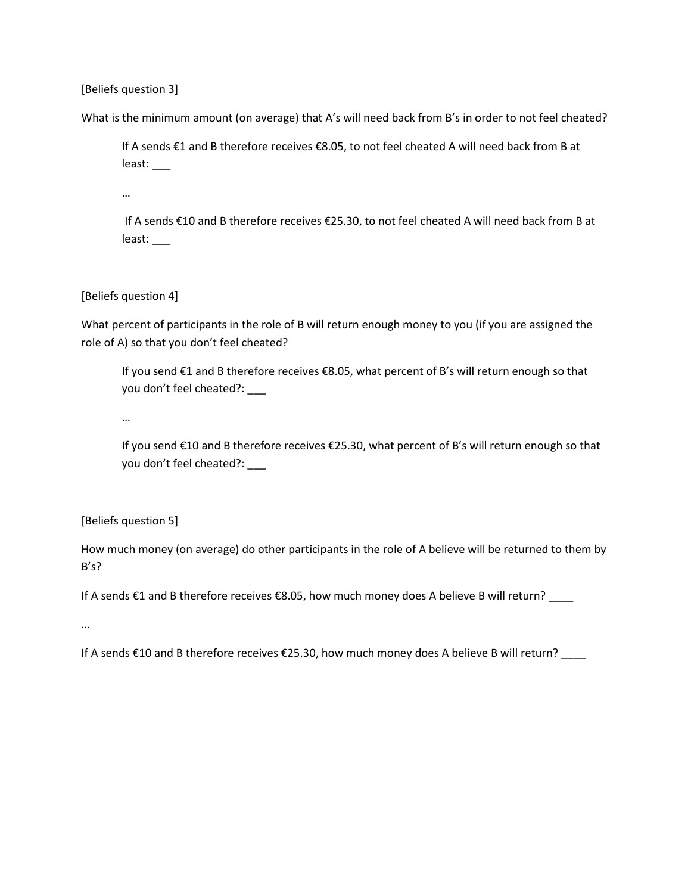[Beliefs question 3]

What is the minimum amount (on average) that A's will need back from B's in order to not feel cheated?

> If A sends €1 and B therefore receives €8.05, to not feel cheated A will need back from B at least: ___
>
> …
>
> If A sends €10 and B therefore receives €25.30, to not feel cheated A will need back from B at least: ___

[Beliefs question 4]

What percent of participants in the role of B will return enough money to you (if you are assigned the role of A) so that you don't feel cheated?

> If you send €1 and B therefore receives €8.05, what percent of B's will return enough so that you don't feel cheated?: ___
>
> …
>
> If you send €10 and B therefore receives €25.30, what percent of B's will return enough so that you don't feel cheated?: ___

[Beliefs question 5]

How much money (on average) do other participants in the role of A believe will be returned to them by B's?

If A sends €1 and B therefore receives €8.05, how much money does A believe B will return? ____

…

If A sends €10 and B therefore receives €25.30, how much money does A believe B will return? ____